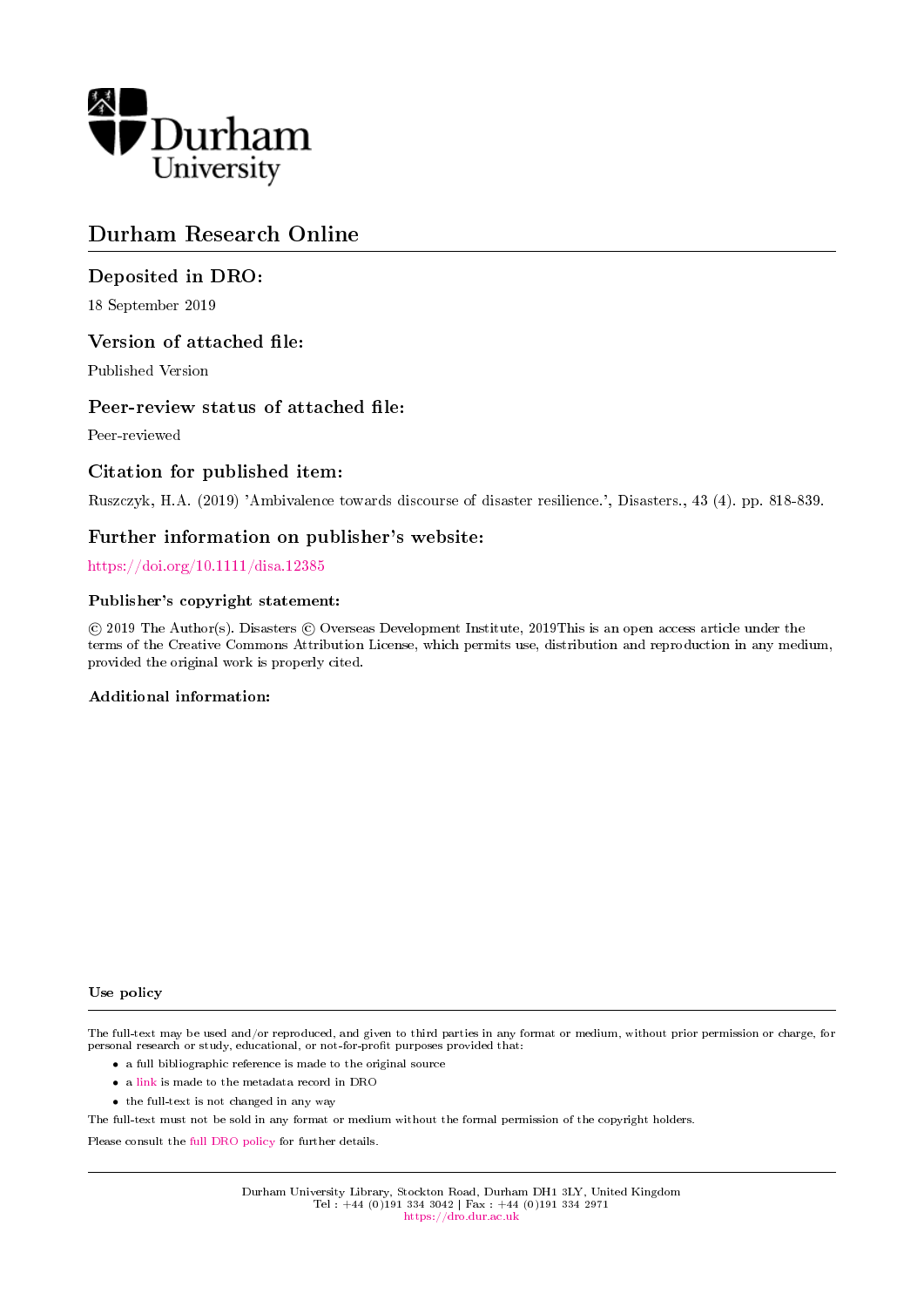# Durham Research Online

## Deposited in DRO:

18 September 2019

## Version of attached file:

Published Version

## Peer-review status of attached file:

Peer-reviewed

## Citation for published item:

Ruszczyk, H.A. (2019) 'Ambivalence towards discourse of disaster resilience.', Disasters., 43 (4). pp. 818-839.

## Further information on publisher's website:

https://doi.org/10.1111/disa.12385

### Publisher's copyright statement:

© 2019 The Author(s). Disasters © Overseas Development Institute, 2019This is an open access article under the terms of the Creative Commons Attribution License, which permits use, distribution and reproduction in any medium, provided the original work is properly cited.

### Additional information:

### Use policy

The full-text may be used and/or reproduced, and given to third parties in any format or medium, without prior permission or charge, for personal research or study, educational, or not-for-profit purposes provided that:

- a full bibliographic reference is made to the original source
- a link is made to the metadata record in DRO
- the full-text is not changed in any way

The full-text must not be sold in any format or medium without the formal permission of the copyright holders.

Please consult the full DRO policy for further details.

Durham University Library, Stockton Road, Durham DH1 3LY, United Kingdom
Tel : +44 (0)191 334 3042 | Fax : +44 (0)191 334 2971
https://dro.dur.ac.uk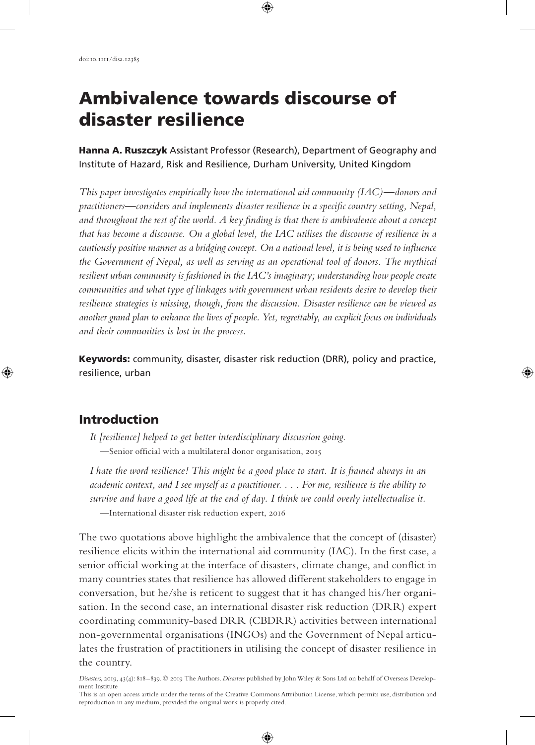doi:10.1111/disa.12385

# Ambivalence towards discourse of disaster resilience

**Hanna A. Ruszczyk** Assistant Professor (Research), Department of Geography and Institute of Hazard, Risk and Resilience, Durham University, United Kingdom

*This paper investigates empirically how the international aid community (IAC)—donors and practitioners—considers and implements disaster resilience in a specific country setting, Nepal, and throughout the rest of the world. A key finding is that there is ambivalence about a concept that has become a discourse. On a global level, the IAC utilises the discourse of resilience in a cautiously positive manner as a bridging concept. On a national level, it is being used to influence the Government of Nepal, as well as serving as an operational tool of donors. The mythical resilient urban community is fashioned in the IAC's imaginary; understanding how people create communities and what type of linkages with government urban residents desire to develop their resilience strategies is missing, though, from the discussion. Disaster resilience can be viewed as another grand plan to enhance the lives of people. Yet, regrettably, an explicit focus on individuals and their communities is lost in the process.*

**Keywords:** community, disaster, disaster risk reduction (DRR), policy and practice, resilience, urban

## Introduction

*It [resilience] helped to get better interdisciplinary discussion going.*

—Senior official with a multilateral donor organisation, 2015

*I hate the word resilience! This might be a good place to start. It is framed always in an academic context, and I see myself as a practitioner. . . . For me, resilience is the ability to survive and have a good life at the end of day. I think we could overly intellectualise it.*

—International disaster risk reduction expert, 2016

The two quotations above highlight the ambivalence that the concept of (disaster) resilience elicits within the international aid community (IAC). In the first case, a senior official working at the interface of disasters, climate change, and conflict in many countries states that resilience has allowed different stakeholders to engage in conversation, but he/she is reticent to suggest that it has changed his/her organisation. In the second case, an international disaster risk reduction (DRR) expert coordinating community-based DRR (CBDRR) activities between international non-governmental organisations (INGOs) and the Government of Nepal articulates the frustration of practitioners in utilising the concept of disaster resilience in the country.

*Disasters*, 2019, 43(4): 818–839. © 2019 The Authors. *Disasters* published by John Wiley & Sons Ltd on behalf of Overseas Development Institute

This is an open access article under the terms of the Creative Commons Attribution License, which permits use, distribution and reproduction in any medium, provided the original work is properly cited.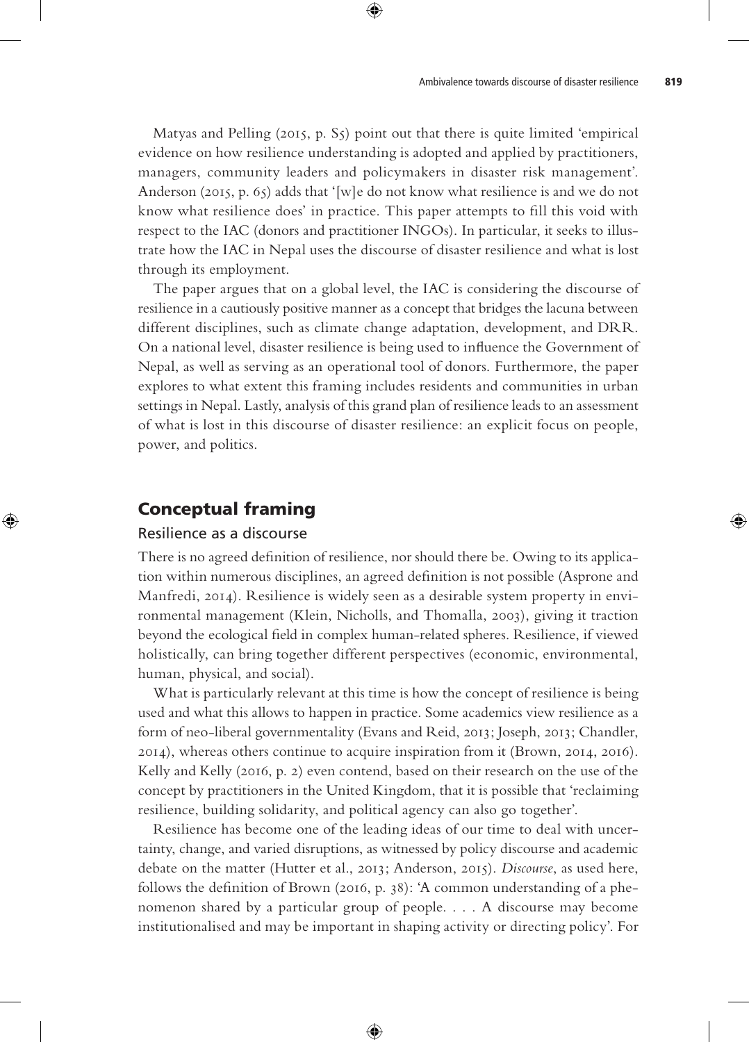Matyas and Pelling (2015, p. S5) point out that there is quite limited 'empirical evidence on how resilience understanding is adopted and applied by practitioners, managers, community leaders and policymakers in disaster risk management'. Anderson (2015, p. 65) adds that '[w]e do not know what resilience is and we do not know what resilience does' in practice. This paper attempts to fill this void with respect to the IAC (donors and practitioner INGOs). In particular, it seeks to illustrate how the IAC in Nepal uses the discourse of disaster resilience and what is lost through its employment.

The paper argues that on a global level, the IAC is considering the discourse of resilience in a cautiously positive manner as a concept that bridges the lacuna between different disciplines, such as climate change adaptation, development, and DRR. On a national level, disaster resilience is being used to influence the Government of Nepal, as well as serving as an operational tool of donors. Furthermore, the paper explores to what extent this framing includes residents and communities in urban settings in Nepal. Lastly, analysis of this grand plan of resilience leads to an assessment of what is lost in this discourse of disaster resilience: an explicit focus on people, power, and politics.

## Conceptual framing

### Resilience as a discourse

There is no agreed definition of resilience, nor should there be. Owing to its application within numerous disciplines, an agreed definition is not possible (Asprone and Manfredi, 2014). Resilience is widely seen as a desirable system property in environmental management (Klein, Nicholls, and Thomalla, 2003), giving it traction beyond the ecological field in complex human-related spheres. Resilience, if viewed holistically, can bring together different perspectives (economic, environmental, human, physical, and social).

What is particularly relevant at this time is how the concept of resilience is being used and what this allows to happen in practice. Some academics view resilience as a form of neo-liberal governmentality (Evans and Reid, 2013; Joseph, 2013; Chandler, 2014), whereas others continue to acquire inspiration from it (Brown, 2014, 2016). Kelly and Kelly (2016, p. 2) even contend, based on their research on the use of the concept by practitioners in the United Kingdom, that it is possible that 'reclaiming resilience, building solidarity, and political agency can also go together'.

Resilience has become one of the leading ideas of our time to deal with uncertainty, change, and varied disruptions, as witnessed by policy discourse and academic debate on the matter (Hutter et al., 2013; Anderson, 2015). *Discourse*, as used here, follows the definition of Brown (2016, p. 38): 'A common understanding of a phenomenon shared by a particular group of people. . . . A discourse may become institutionalised and may be important in shaping activity or directing policy'. For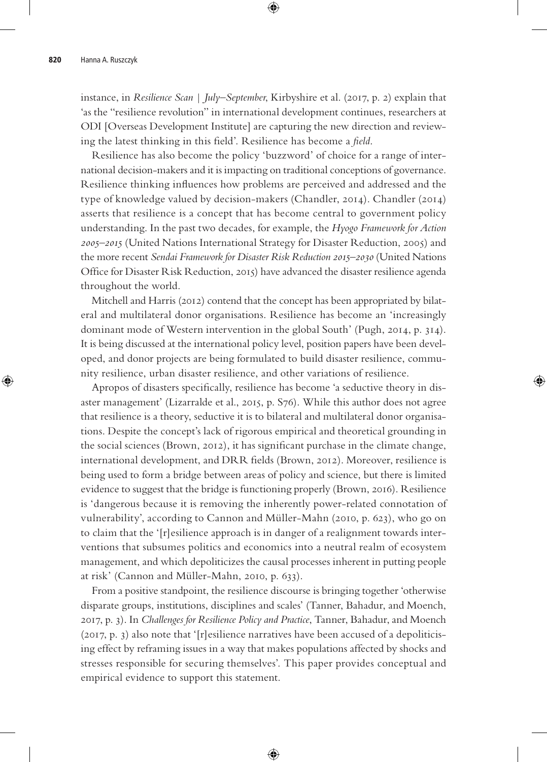instance, in *Resilience Scan | July–September*, Kirbyshire et al. (2017, p. 2) explain that 'as the "resilience revolution" in international development continues, researchers at ODI [Overseas Development Institute] are capturing the new direction and reviewing the latest thinking in this field'. Resilience has become a *field*.

Resilience has also become the policy 'buzzword' of choice for a range of international decision-makers and it is impacting on traditional conceptions of governance. Resilience thinking influences how problems are perceived and addressed and the type of knowledge valued by decision-makers (Chandler, 2014). Chandler (2014) asserts that resilience is a concept that has become central to government policy understanding. In the past two decades, for example, the *Hyogo Framework for Action 2005–2015* (United Nations International Strategy for Disaster Reduction, 2005) and the more recent *Sendai Framework for Disaster Risk Reduction 2015–2030* (United Nations Office for Disaster Risk Reduction, 2015) have advanced the disaster resilience agenda throughout the world.

Mitchell and Harris (2012) contend that the concept has been appropriated by bilateral and multilateral donor organisations. Resilience has become an 'increasingly dominant mode of Western intervention in the global South' (Pugh, 2014, p. 314). It is being discussed at the international policy level, position papers have been developed, and donor projects are being formulated to build disaster resilience, community resilience, urban disaster resilience, and other variations of resilience.

Apropos of disasters specifically, resilience has become 'a seductive theory in disaster management' (Lizarralde et al., 2015, p. S76). While this author does not agree that resilience is a theory, seductive it is to bilateral and multilateral donor organisations. Despite the concept's lack of rigorous empirical and theoretical grounding in the social sciences (Brown, 2012), it has significant purchase in the climate change, international development, and DRR fields (Brown, 2012). Moreover, resilience is being used to form a bridge between areas of policy and science, but there is limited evidence to suggest that the bridge is functioning properly (Brown, 2016). Resilience is 'dangerous because it is removing the inherently power-related connotation of vulnerability', according to Cannon and Müller-Mahn (2010, p. 623), who go on to claim that the '[r]esilience approach is in danger of a realignment towards interventions that subsumes politics and economics into a neutral realm of ecosystem management, and which depoliticizes the causal processes inherent in putting people at risk' (Cannon and Müller-Mahn, 2010, p. 633).

From a positive standpoint, the resilience discourse is bringing together 'otherwise disparate groups, institutions, disciplines and scales' (Tanner, Bahadur, and Moench, 2017, p. 3). In *Challenges for Resilience Policy and Practice*, Tanner, Bahadur, and Moench (2017, p. 3) also note that '[r]esilience narratives have been accused of a depoliticising effect by reframing issues in a way that makes populations affected by shocks and stresses responsible for securing themselves'. This paper provides conceptual and empirical evidence to support this statement.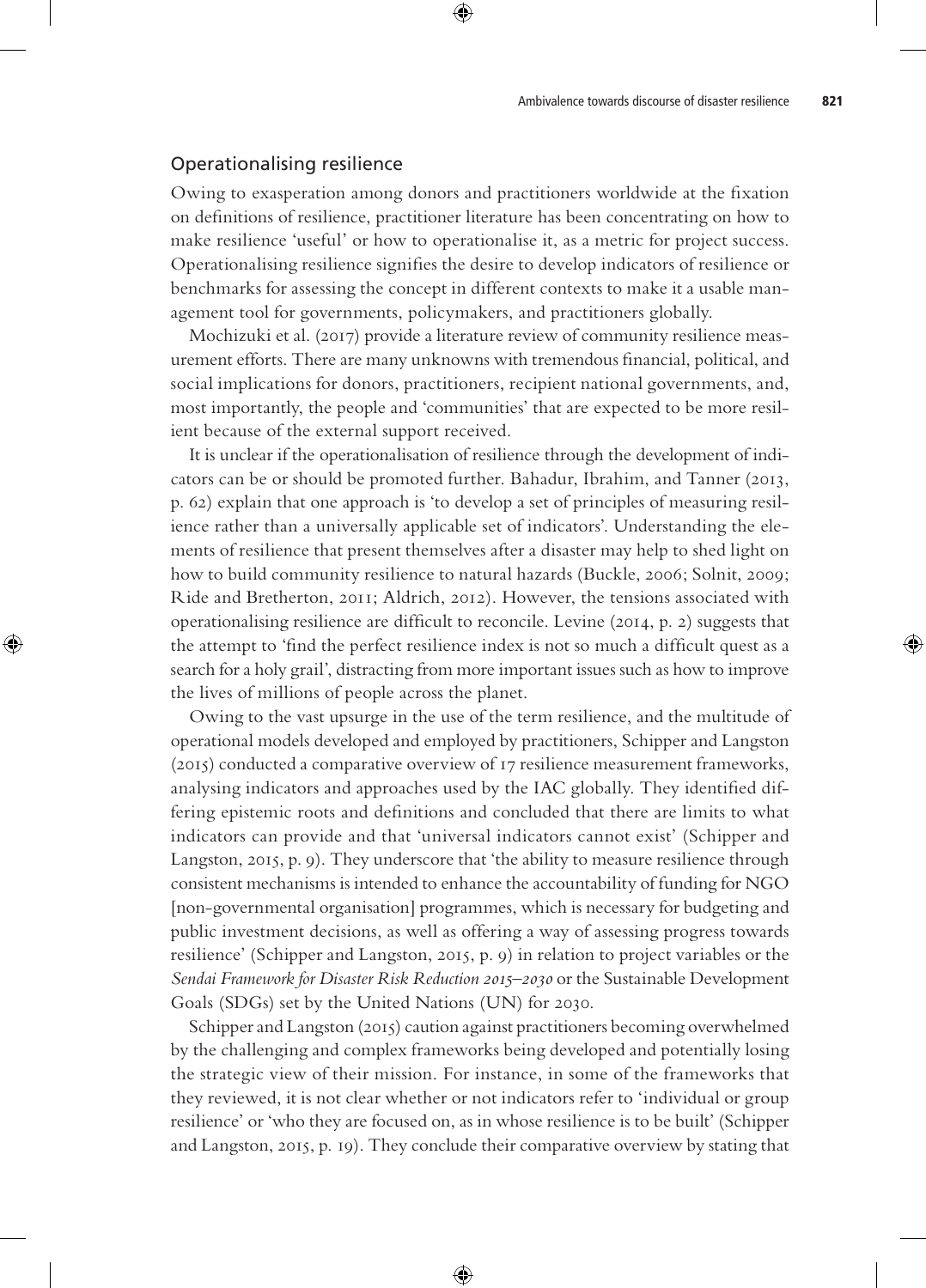## Operationalising resilience

Owing to exasperation among donors and practitioners worldwide at the fixation on definitions of resilience, practitioner literature has been concentrating on how to make resilience 'useful' or how to operationalise it, as a metric for project success. Operationalising resilience signifies the desire to develop indicators of resilience or benchmarks for assessing the concept in different contexts to make it a usable management tool for governments, policymakers, and practitioners globally.

Mochizuki et al. (2017) provide a literature review of community resilience measurement efforts. There are many unknowns with tremendous financial, political, and social implications for donors, practitioners, recipient national governments, and, most importantly, the people and 'communities' that are expected to be more resilient because of the external support received.

It is unclear if the operationalisation of resilience through the development of indicators can be or should be promoted further. Bahadur, Ibrahim, and Tanner (2013, p. 62) explain that one approach is 'to develop a set of principles of measuring resilience rather than a universally applicable set of indicators'. Understanding the elements of resilience that present themselves after a disaster may help to shed light on how to build community resilience to natural hazards (Buckle, 2006; Solnit, 2009; Ride and Bretherton, 2011; Aldrich, 2012). However, the tensions associated with operationalising resilience are difficult to reconcile. Levine (2014, p. 2) suggests that the attempt to 'find the perfect resilience index is not so much a difficult quest as a search for a holy grail', distracting from more important issues such as how to improve the lives of millions of people across the planet.

Owing to the vast upsurge in the use of the term resilience, and the multitude of operational models developed and employed by practitioners, Schipper and Langston (2015) conducted a comparative overview of 17 resilience measurement frameworks, analysing indicators and approaches used by the IAC globally. They identified differing epistemic roots and definitions and concluded that there are limits to what indicators can provide and that 'universal indicators cannot exist' (Schipper and Langston, 2015, p. 9). They underscore that 'the ability to measure resilience through consistent mechanisms is intended to enhance the accountability of funding for NGO [non-governmental organisation] programmes, which is necessary for budgeting and public investment decisions, as well as offering a way of assessing progress towards resilience' (Schipper and Langston, 2015, p. 9) in relation to project variables or the *Sendai Framework for Disaster Risk Reduction 2015–2030* or the Sustainable Development Goals (SDGs) set by the United Nations (UN) for 2030.

Schipper and Langston (2015) caution against practitioners becoming overwhelmed by the challenging and complex frameworks being developed and potentially losing the strategic view of their mission. For instance, in some of the frameworks that they reviewed, it is not clear whether or not indicators refer to 'individual or group resilience' or 'who they are focused on, as in whose resilience is to be built' (Schipper and Langston, 2015, p. 19). They conclude their comparative overview by stating that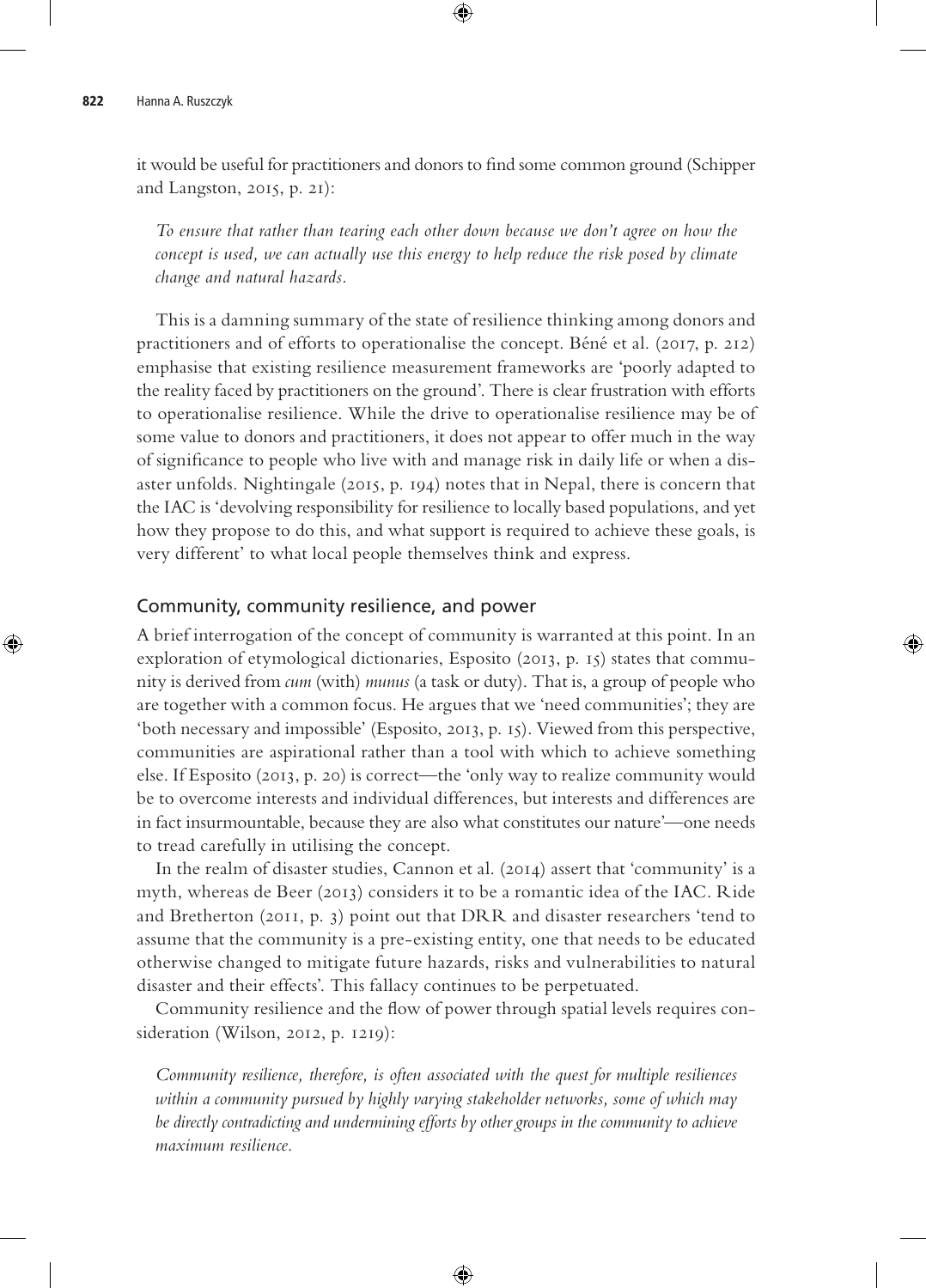it would be useful for practitioners and donors to find some common ground (Schipper and Langston, 2015, p. 21):

> *To ensure that rather than tearing each other down because we don't agree on how the concept is used, we can actually use this energy to help reduce the risk posed by climate change and natural hazards.*

This is a damning summary of the state of resilience thinking among donors and practitioners and of efforts to operationalise the concept. Béné et al. (2017, p. 212) emphasise that existing resilience measurement frameworks are 'poorly adapted to the reality faced by practitioners on the ground'. There is clear frustration with efforts to operationalise resilience. While the drive to operationalise resilience may be of some value to donors and practitioners, it does not appear to offer much in the way of significance to people who live with and manage risk in daily life or when a disaster unfolds. Nightingale (2015, p. 194) notes that in Nepal, there is concern that the IAC is 'devolving responsibility for resilience to locally based populations, and yet how they propose to do this, and what support is required to achieve these goals, is very different' to what local people themselves think and express.

## Community, community resilience, and power

A brief interrogation of the concept of community is warranted at this point. In an exploration of etymological dictionaries, Esposito (2013, p. 15) states that community is derived from *cum* (with) *munus* (a task or duty). That is, a group of people who are together with a common focus. He argues that we 'need communities'; they are 'both necessary and impossible' (Esposito, 2013, p. 15). Viewed from this perspective, communities are aspirational rather than a tool with which to achieve something else. If Esposito (2013, p. 20) is correct—the 'only way to realize community would be to overcome interests and individual differences, but interests and differences are in fact insurmountable, because they are also what constitutes our nature'—one needs to tread carefully in utilising the concept.

In the realm of disaster studies, Cannon et al. (2014) assert that 'community' is a myth, whereas de Beer (2013) considers it to be a romantic idea of the IAC. Ride and Bretherton (2011, p. 3) point out that DRR and disaster researchers 'tend to assume that the community is a pre-existing entity, one that needs to be educated otherwise changed to mitigate future hazards, risks and vulnerabilities to natural disaster and their effects'. This fallacy continues to be perpetuated.

Community resilience and the flow of power through spatial levels requires consideration (Wilson, 2012, p. 1219):

> *Community resilience, therefore, is often associated with the quest for multiple resiliences within a community pursued by highly varying stakeholder networks, some of which may be directly contradicting and undermining efforts by other groups in the community to achieve maximum resilience.*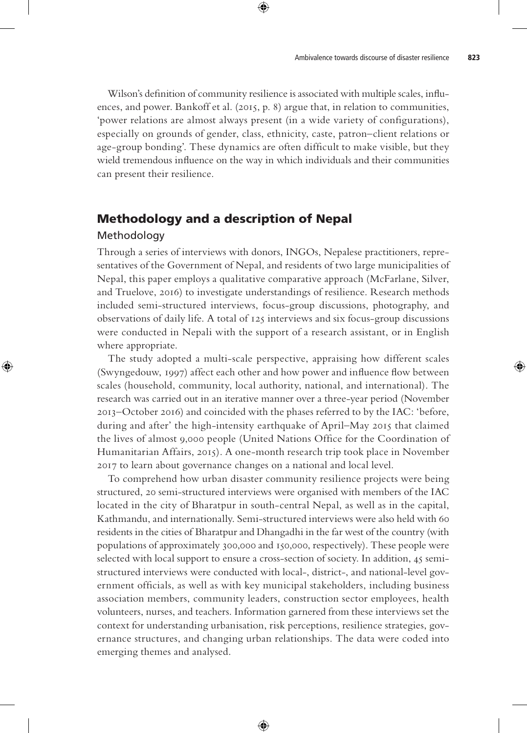Wilson's definition of community resilience is associated with multiple scales, influences, and power. Bankoff et al. (2015, p. 8) argue that, in relation to communities, 'power relations are almost always present (in a wide variety of configurations), especially on grounds of gender, class, ethnicity, caste, patron–client relations or age-group bonding'. These dynamics are often difficult to make visible, but they wield tremendous influence on the way in which individuals and their communities can present their resilience.

## Methodology and a description of Nepal

### Methodology

Through a series of interviews with donors, INGOs, Nepalese practitioners, representatives of the Government of Nepal, and residents of two large municipalities of Nepal, this paper employs a qualitative comparative approach (McFarlane, Silver, and Truelove, 2016) to investigate understandings of resilience. Research methods included semi-structured interviews, focus-group discussions, photography, and observations of daily life. A total of 125 interviews and six focus-group discussions were conducted in Nepali with the support of a research assistant, or in English where appropriate.

The study adopted a multi-scale perspective, appraising how different scales (Swyngedouw, 1997) affect each other and how power and influence flow between scales (household, community, local authority, national, and international). The research was carried out in an iterative manner over a three-year period (November 2013–October 2016) and coincided with the phases referred to by the IAC: 'before, during and after' the high-intensity earthquake of April–May 2015 that claimed the lives of almost 9,000 people (United Nations Office for the Coordination of Humanitarian Affairs, 2015). A one-month research trip took place in November 2017 to learn about governance changes on a national and local level.

To comprehend how urban disaster community resilience projects were being structured, 20 semi-structured interviews were organised with members of the IAC located in the city of Bharatpur in south-central Nepal, as well as in the capital, Kathmandu, and internationally. Semi-structured interviews were also held with 60 residents in the cities of Bharatpur and Dhangadhi in the far west of the country (with populations of approximately 300,000 and 150,000, respectively). These people were selected with local support to ensure a cross-section of society. In addition, 45 semi-structured interviews were conducted with local-, district-, and national-level government officials, as well as with key municipal stakeholders, including business association members, community leaders, construction sector employees, health volunteers, nurses, and teachers. Information garnered from these interviews set the context for understanding urbanisation, risk perceptions, resilience strategies, governance structures, and changing urban relationships. The data were coded into emerging themes and analysed.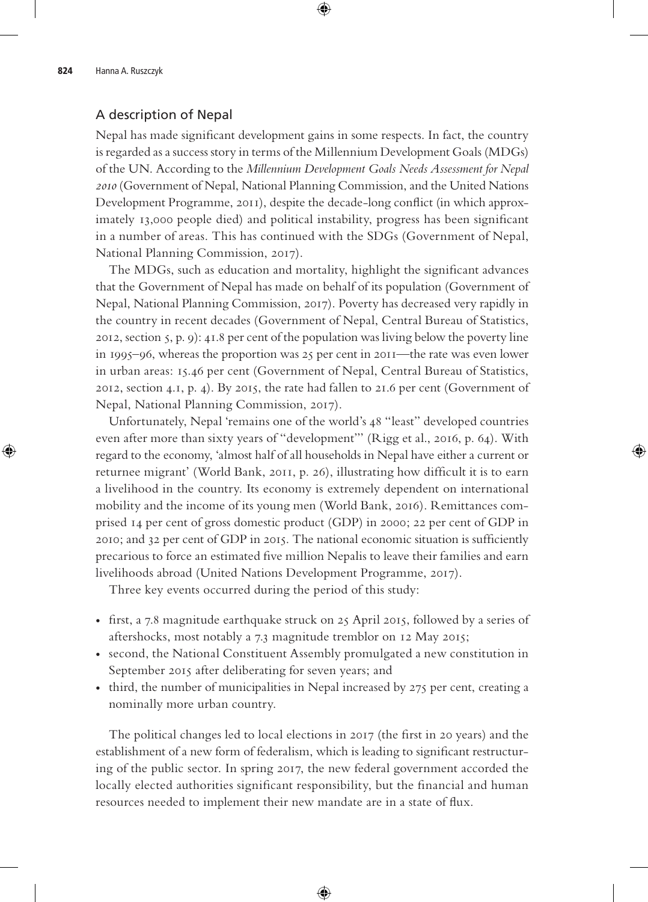## A description of Nepal

Nepal has made significant development gains in some respects. In fact, the country is regarded as a success story in terms of the Millennium Development Goals (MDGs) of the UN. According to the *Millennium Development Goals Needs Assessment for Nepal 2010* (Government of Nepal, National Planning Commission, and the United Nations Development Programme, 2011), despite the decade-long conflict (in which approximately 13,000 people died) and political instability, progress has been significant in a number of areas. This has continued with the SDGs (Government of Nepal, National Planning Commission, 2017).

The MDGs, such as education and mortality, highlight the significant advances that the Government of Nepal has made on behalf of its population (Government of Nepal, National Planning Commission, 2017). Poverty has decreased very rapidly in the country in recent decades (Government of Nepal, Central Bureau of Statistics, 2012, section 5, p. 9): 41.8 per cent of the population was living below the poverty line in 1995–96, whereas the proportion was 25 per cent in 2011—the rate was even lower in urban areas: 15.46 per cent (Government of Nepal, Central Bureau of Statistics, 2012, section 4.1, p. 4). By 2015, the rate had fallen to 21.6 per cent (Government of Nepal, National Planning Commission, 2017).

Unfortunately, Nepal 'remains one of the world's 48 "least" developed countries even after more than sixty years of "development"' (Rigg et al., 2016, p. 64). With regard to the economy, 'almost half of all households in Nepal have either a current or returnee migrant' (World Bank, 2011, p. 26), illustrating how difficult it is to earn a livelihood in the country. Its economy is extremely dependent on international mobility and the income of its young men (World Bank, 2016). Remittances comprised 14 per cent of gross domestic product (GDP) in 2000; 22 per cent of GDP in 2010; and 32 per cent of GDP in 2015. The national economic situation is sufficiently precarious to force an estimated five million Nepalis to leave their families and earn livelihoods abroad (United Nations Development Programme, 2017).

Three key events occurred during the period of this study:

- first, a 7.8 magnitude earthquake struck on 25 April 2015, followed by a series of aftershocks, most notably a 7.3 magnitude tremblor on 12 May 2015;
- second, the National Constituent Assembly promulgated a new constitution in September 2015 after deliberating for seven years; and
- third, the number of municipalities in Nepal increased by 275 per cent, creating a nominally more urban country.

The political changes led to local elections in 2017 (the first in 20 years) and the establishment of a new form of federalism, which is leading to significant restructuring of the public sector. In spring 2017, the new federal government accorded the locally elected authorities significant responsibility, but the financial and human resources needed to implement their new mandate are in a state of flux.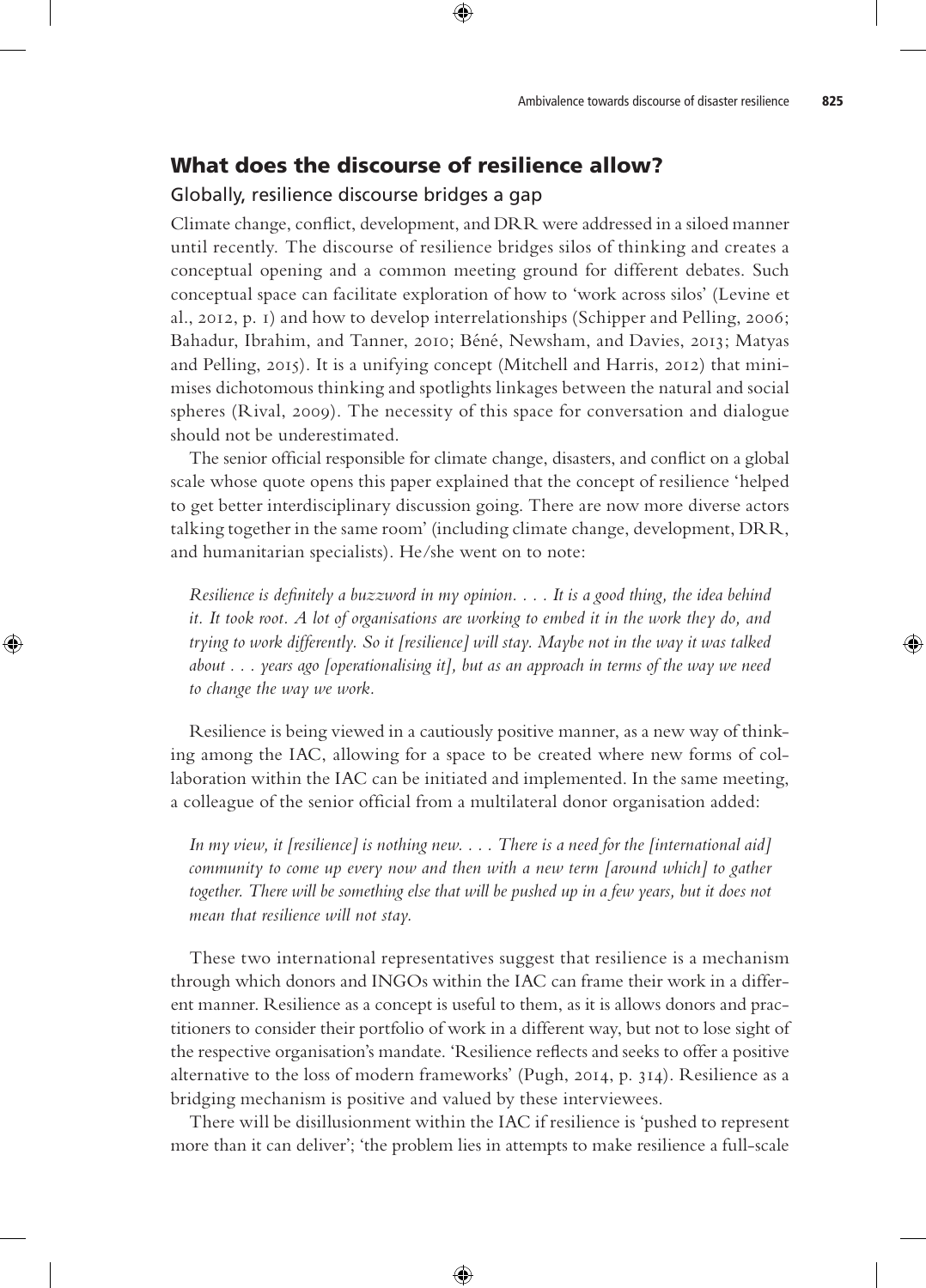## What does the discourse of resilience allow?

### Globally, resilience discourse bridges a gap

Climate change, conflict, development, and DRR were addressed in a siloed manner until recently. The discourse of resilience bridges silos of thinking and creates a conceptual opening and a common meeting ground for different debates. Such conceptual space can facilitate exploration of how to 'work across silos' (Levine et al., 2012, p. 1) and how to develop interrelationships (Schipper and Pelling, 2006; Bahadur, Ibrahim, and Tanner, 2010; Béné, Newsham, and Davies, 2013; Matyas and Pelling, 2015). It is a unifying concept (Mitchell and Harris, 2012) that minimises dichotomous thinking and spotlights linkages between the natural and social spheres (Rival, 2009). The necessity of this space for conversation and dialogue should not be underestimated.

The senior official responsible for climate change, disasters, and conflict on a global scale whose quote opens this paper explained that the concept of resilience 'helped to get better interdisciplinary discussion going. There are now more diverse actors talking together in the same room' (including climate change, development, DRR, and humanitarian specialists). He/she went on to note:

> *Resilience is definitely a buzzword in my opinion. . . . It is a good thing, the idea behind it. It took root. A lot of organisations are working to embed it in the work they do, and trying to work differently. So it [resilience] will stay. Maybe not in the way it was talked about . . . years ago [operationalising it], but as an approach in terms of the way we need to change the way we work.*

Resilience is being viewed in a cautiously positive manner, as a new way of thinking among the IAC, allowing for a space to be created where new forms of collaboration within the IAC can be initiated and implemented. In the same meeting, a colleague of the senior official from a multilateral donor organisation added:

> *In my view, it [resilience] is nothing new. . . . There is a need for the [international aid] community to come up every now and then with a new term [around which] to gather together. There will be something else that will be pushed up in a few years, but it does not mean that resilience will not stay.*

These two international representatives suggest that resilience is a mechanism through which donors and INGOs within the IAC can frame their work in a different manner. Resilience as a concept is useful to them, as it is allows donors and practitioners to consider their portfolio of work in a different way, but not to lose sight of the respective organisation's mandate. 'Resilience reflects and seeks to offer a positive alternative to the loss of modern frameworks' (Pugh, 2014, p. 314). Resilience as a bridging mechanism is positive and valued by these interviewees.

There will be disillusionment within the IAC if resilience is 'pushed to represent more than it can deliver'; 'the problem lies in attempts to make resilience a full-scale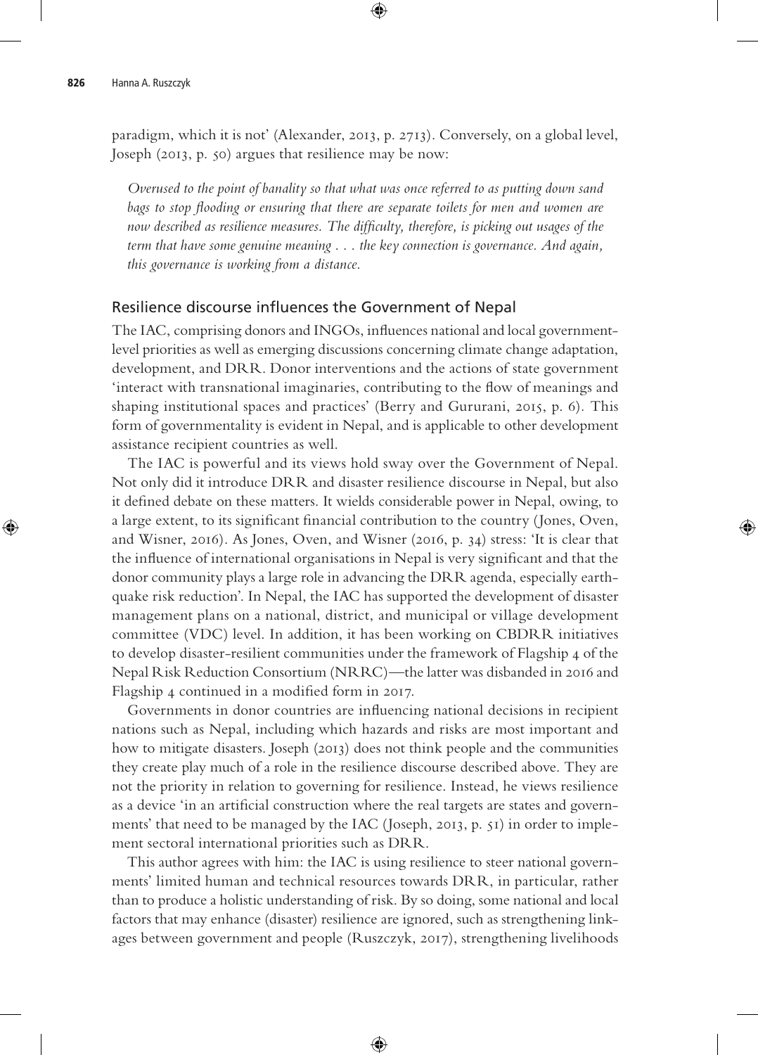paradigm, which it is not' (Alexander, 2013, p. 2713). Conversely, on a global level, Joseph (2013, p. 50) argues that resilience may be now:

> *Overused to the point of banality so that what was once referred to as putting down sand bags to stop flooding or ensuring that there are separate toilets for men and women are now described as resilience measures. The difficulty, therefore, is picking out usages of the term that have some genuine meaning . . . the key connection is governance. And again, this governance is working from a distance.*

## Resilience discourse influences the Government of Nepal

The IAC, comprising donors and INGOs, influences national and local government-level priorities as well as emerging discussions concerning climate change adaptation, development, and DRR. Donor interventions and the actions of state government 'interact with transnational imaginaries, contributing to the flow of meanings and shaping institutional spaces and practices' (Berry and Gururani, 2015, p. 6). This form of governmentality is evident in Nepal, and is applicable to other development assistance recipient countries as well.

The IAC is powerful and its views hold sway over the Government of Nepal. Not only did it introduce DRR and disaster resilience discourse in Nepal, but also it defined debate on these matters. It wields considerable power in Nepal, owing, to a large extent, to its significant financial contribution to the country (Jones, Oven, and Wisner, 2016). As Jones, Oven, and Wisner (2016, p. 34) stress: 'It is clear that the influence of international organisations in Nepal is very significant and that the donor community plays a large role in advancing the DRR agenda, especially earthquake risk reduction'. In Nepal, the IAC has supported the development of disaster management plans on a national, district, and municipal or village development committee (VDC) level. In addition, it has been working on CBDRR initiatives to develop disaster-resilient communities under the framework of Flagship 4 of the Nepal Risk Reduction Consortium (NRRC)—the latter was disbanded in 2016 and Flagship 4 continued in a modified form in 2017.

Governments in donor countries are influencing national decisions in recipient nations such as Nepal, including which hazards and risks are most important and how to mitigate disasters. Joseph (2013) does not think people and the communities they create play much of a role in the resilience discourse described above. They are not the priority in relation to governing for resilience. Instead, he views resilience as a device 'in an artificial construction where the real targets are states and governments' that need to be managed by the IAC (Joseph, 2013, p. 51) in order to implement sectoral international priorities such as DRR.

This author agrees with him: the IAC is using resilience to steer national governments' limited human and technical resources towards DRR, in particular, rather than to produce a holistic understanding of risk. By so doing, some national and local factors that may enhance (disaster) resilience are ignored, such as strengthening linkages between government and people (Ruszczyk, 2017), strengthening livelihoods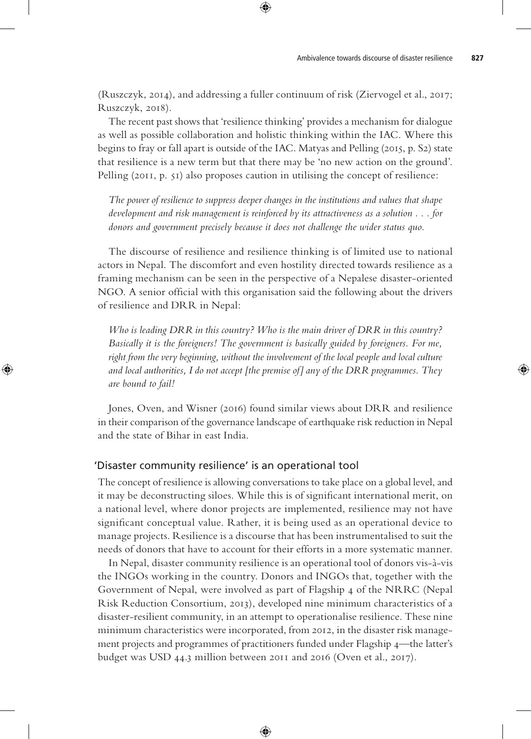(Ruszczyk, 2014), and addressing a fuller continuum of risk (Ziervogel et al., 2017; Ruszczyk, 2018).

The recent past shows that 'resilience thinking' provides a mechanism for dialogue as well as possible collaboration and holistic thinking within the IAC. Where this begins to fray or fall apart is outside of the IAC. Matyas and Pelling (2015, p. S2) state that resilience is a new term but that there may be 'no new action on the ground'. Pelling (2011, p. 51) also proposes caution in utilising the concept of resilience:

> *The power of resilience to suppress deeper changes in the institutions and values that shape development and risk management is reinforced by its attractiveness as a solution . . . for donors and government precisely because it does not challenge the wider status quo.*

The discourse of resilience and resilience thinking is of limited use to national actors in Nepal. The discomfort and even hostility directed towards resilience as a framing mechanism can be seen in the perspective of a Nepalese disaster-oriented NGO. A senior official with this organisation said the following about the drivers of resilience and DRR in Nepal:

> *Who is leading DRR in this country? Who is the main driver of DRR in this country? Basically it is the foreigners! The government is basically guided by foreigners. For me, right from the very beginning, without the involvement of the local people and local culture and local authorities, I do not accept [the premise of] any of the DRR programmes. They are bound to fail!*

Jones, Oven, and Wisner (2016) found similar views about DRR and resilience in their comparison of the governance landscape of earthquake risk reduction in Nepal and the state of Bihar in east India.

## 'Disaster community resilience' is an operational tool

The concept of resilience is allowing conversations to take place on a global level, and it may be deconstructing siloes. While this is of significant international merit, on a national level, where donor projects are implemented, resilience may not have significant conceptual value. Rather, it is being used as an operational device to manage projects. Resilience is a discourse that has been instrumentalised to suit the needs of donors that have to account for their efforts in a more systematic manner.

In Nepal, disaster community resilience is an operational tool of donors vis-à-vis the INGOs working in the country. Donors and INGOs that, together with the Government of Nepal, were involved as part of Flagship 4 of the NRRC (Nepal Risk Reduction Consortium, 2013), developed nine minimum characteristics of a disaster-resilient community, in an attempt to operationalise resilience. These nine minimum characteristics were incorporated, from 2012, in the disaster risk management projects and programmes of practitioners funded under Flagship 4—the latter's budget was USD 44.3 million between 2011 and 2016 (Oven et al., 2017).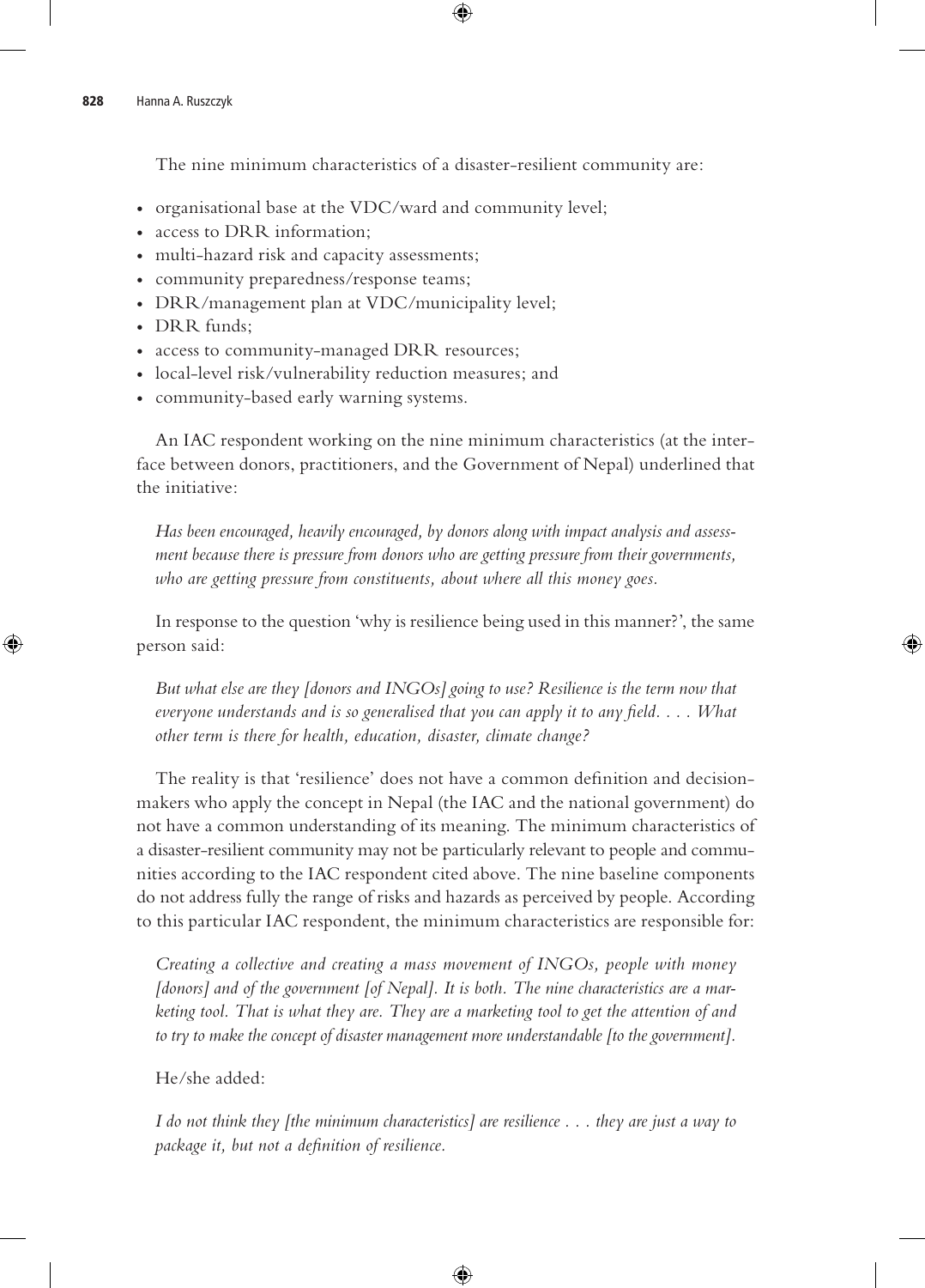The nine minimum characteristics of a disaster-resilient community are:

- organisational base at the VDC/ward and community level;
- access to DRR information;
- multi-hazard risk and capacity assessments;
- community preparedness/response teams;
- DRR/management plan at VDC/municipality level;
- DRR funds;
- access to community-managed DRR resources;
- local-level risk/vulnerability reduction measures; and
- community-based early warning systems.

An IAC respondent working on the nine minimum characteristics (at the interface between donors, practitioners, and the Government of Nepal) underlined that the initiative:

> *Has been encouraged, heavily encouraged, by donors along with impact analysis and assessment because there is pressure from donors who are getting pressure from their governments, who are getting pressure from constituents, about where all this money goes.*

In response to the question 'why is resilience being used in this manner?', the same person said:

> *But what else are they [donors and INGOs] going to use? Resilience is the term now that everyone understands and is so generalised that you can apply it to any field. . . . What other term is there for health, education, disaster, climate change?*

The reality is that 'resilience' does not have a common definition and decision-makers who apply the concept in Nepal (the IAC and the national government) do not have a common understanding of its meaning. The minimum characteristics of a disaster-resilient community may not be particularly relevant to people and communities according to the IAC respondent cited above. The nine baseline components do not address fully the range of risks and hazards as perceived by people. According to this particular IAC respondent, the minimum characteristics are responsible for:

> *Creating a collective and creating a mass movement of INGOs, people with money [donors] and of the government [of Nepal]. It is both. The nine characteristics are a marketing tool. That is what they are. They are a marketing tool to get the attention of and to try to make the concept of disaster management more understandable [to the government].*

He/she added:

> *I do not think they [the minimum characteristics] are resilience . . . they are just a way to package it, but not a definition of resilience.*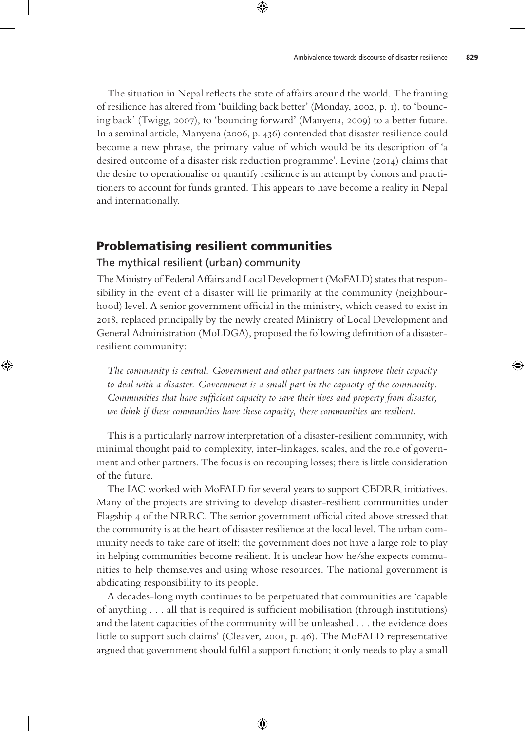The situation in Nepal reflects the state of affairs around the world. The framing of resilience has altered from 'building back better' (Monday, 2002, p. 1), to 'bouncing back' (Twigg, 2007), to 'bouncing forward' (Manyena, 2009) to a better future. In a seminal article, Manyena (2006, p. 436) contended that disaster resilience could become a new phrase, the primary value of which would be its description of 'a desired outcome of a disaster risk reduction programme'. Levine (2014) claims that the desire to operationalise or quantify resilience is an attempt by donors and practitioners to account for funds granted. This appears to have become a reality in Nepal and internationally.

## Problematising resilient communities

### The mythical resilient (urban) community

The Ministry of Federal Affairs and Local Development (MoFALD) states that responsibility in the event of a disaster will lie primarily at the community (neighbourhood) level. A senior government official in the ministry, which ceased to exist in 2018, replaced principally by the newly created Ministry of Local Development and General Administration (MoLDGA), proposed the following definition of a disaster-resilient community:

> *The community is central. Government and other partners can improve their capacity to deal with a disaster. Government is a small part in the capacity of the community. Communities that have sufficient capacity to save their lives and property from disaster, we think if these communities have these capacity, these communities are resilient.*

This is a particularly narrow interpretation of a disaster-resilient community, with minimal thought paid to complexity, inter-linkages, scales, and the role of government and other partners. The focus is on recouping losses; there is little consideration of the future.

The IAC worked with MoFALD for several years to support CBDRR initiatives. Many of the projects are striving to develop disaster-resilient communities under Flagship 4 of the NRRC. The senior government official cited above stressed that the community is at the heart of disaster resilience at the local level. The urban community needs to take care of itself; the government does not have a large role to play in helping communities become resilient. It is unclear how he/she expects communities to help themselves and using whose resources. The national government is abdicating responsibility to its people.

A decades-long myth continues to be perpetuated that communities are 'capable of anything . . . all that is required is sufficient mobilisation (through institutions) and the latent capacities of the community will be unleashed . . . the evidence does little to support such claims' (Cleaver, 2001, p. 46). The MoFALD representative argued that government should fulfil a support function; it only needs to play a small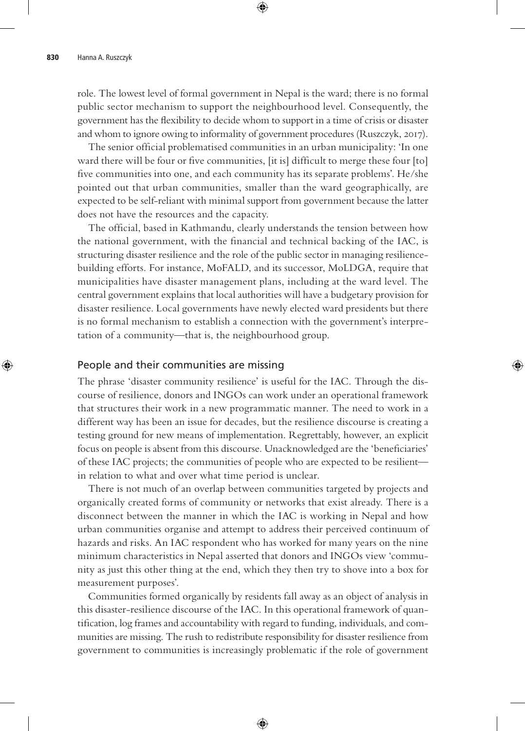role. The lowest level of formal government in Nepal is the ward; there is no formal public sector mechanism to support the neighbourhood level. Consequently, the government has the flexibility to decide whom to support in a time of crisis or disaster and whom to ignore owing to informality of government procedures (Ruszczyk, 2017).

The senior official problematised communities in an urban municipality: 'In one ward there will be four or five communities, [it is] difficult to merge these four [to] five communities into one, and each community has its separate problems'. He/she pointed out that urban communities, smaller than the ward geographically, are expected to be self-reliant with minimal support from government because the latter does not have the resources and the capacity.

The official, based in Kathmandu, clearly understands the tension between how the national government, with the financial and technical backing of the IAC, is structuring disaster resilience and the role of the public sector in managing resilience-building efforts. For instance, MoFALD, and its successor, MoLDGA, require that municipalities have disaster management plans, including at the ward level. The central government explains that local authorities will have a budgetary provision for disaster resilience. Local governments have newly elected ward presidents but there is no formal mechanism to establish a connection with the government's interpretation of a community—that is, the neighbourhood group.

## People and their communities are missing

The phrase 'disaster community resilience' is useful for the IAC. Through the discourse of resilience, donors and INGOs can work under an operational framework that structures their work in a new programmatic manner. The need to work in a different way has been an issue for decades, but the resilience discourse is creating a testing ground for new means of implementation. Regrettably, however, an explicit focus on people is absent from this discourse. Unacknowledged are the 'beneficiaries' of these IAC projects; the communities of people who are expected to be resilient—in relation to what and over what time period is unclear.

There is not much of an overlap between communities targeted by projects and organically created forms of community or networks that exist already. There is a disconnect between the manner in which the IAC is working in Nepal and how urban communities organise and attempt to address their perceived continuum of hazards and risks. An IAC respondent who has worked for many years on the nine minimum characteristics in Nepal asserted that donors and INGOs view 'community as just this other thing at the end, which they then try to shove into a box for measurement purposes'.

Communities formed organically by residents fall away as an object of analysis in this disaster-resilience discourse of the IAC. In this operational framework of quantification, log frames and accountability with regard to funding, individuals, and communities are missing. The rush to redistribute responsibility for disaster resilience from government to communities is increasingly problematic if the role of government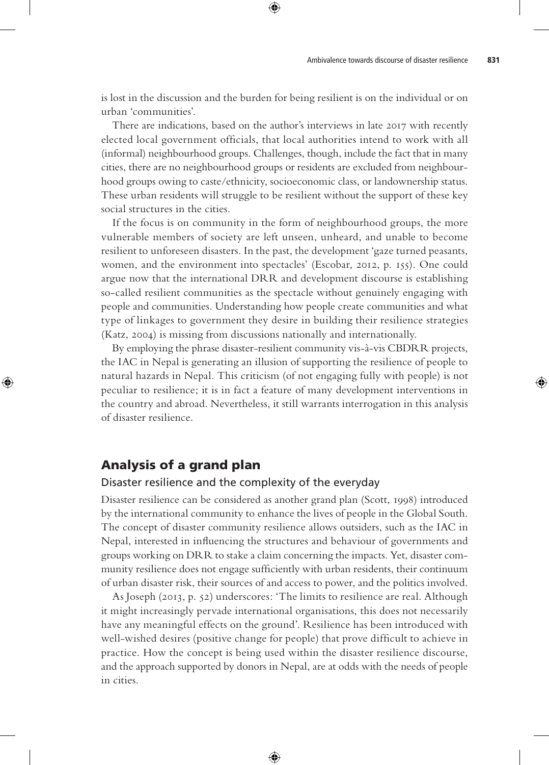is lost in the discussion and the burden for being resilient is on the individual or on urban 'communities'.

There are indications, based on the author's interviews in late 2017 with recently elected local government officials, that local authorities intend to work with all (informal) neighbourhood groups. Challenges, though, include the fact that in many cities, there are no neighbourhood groups or residents are excluded from neighbourhood groups owing to caste/ethnicity, socioeconomic class, or landownership status. These urban residents will struggle to be resilient without the support of these key social structures in the cities.

If the focus is on community in the form of neighbourhood groups, the more vulnerable members of society are left unseen, unheard, and unable to become resilient to unforeseen disasters. In the past, the development 'gaze turned peasants, women, and the environment into spectacles' (Escobar, 2012, p. 155). One could argue now that the international DRR and development discourse is establishing so-called resilient communities as the spectacle without genuinely engaging with people and communities. Understanding how people create communities and what type of linkages to government they desire in building their resilience strategies (Katz, 2004) is missing from discussions nationally and internationally.

By employing the phrase disaster-resilient community vis-à-vis CBDRR projects, the IAC in Nepal is generating an illusion of supporting the resilience of people to natural hazards in Nepal. This criticism (of not engaging fully with people) is not peculiar to resilience; it is in fact a feature of many development interventions in the country and abroad. Nevertheless, it still warrants interrogation in this analysis of disaster resilience.

## Analysis of a grand plan

### Disaster resilience and the complexity of the everyday

Disaster resilience can be considered as another grand plan (Scott, 1998) introduced by the international community to enhance the lives of people in the Global South. The concept of disaster community resilience allows outsiders, such as the IAC in Nepal, interested in influencing the structures and behaviour of governments and groups working on DRR to stake a claim concerning the impacts. Yet, disaster community resilience does not engage sufficiently with urban residents, their continuum of urban disaster risk, their sources of and access to power, and the politics involved.

As Joseph (2013, p. 52) underscores: 'The limits to resilience are real. Although it might increasingly pervade international organisations, this does not necessarily have any meaningful effects on the ground'. Resilience has been introduced with well-wished desires (positive change for people) that prove difficult to achieve in practice. How the concept is being used within the disaster resilience discourse, and the approach supported by donors in Nepal, are at odds with the needs of people in cities.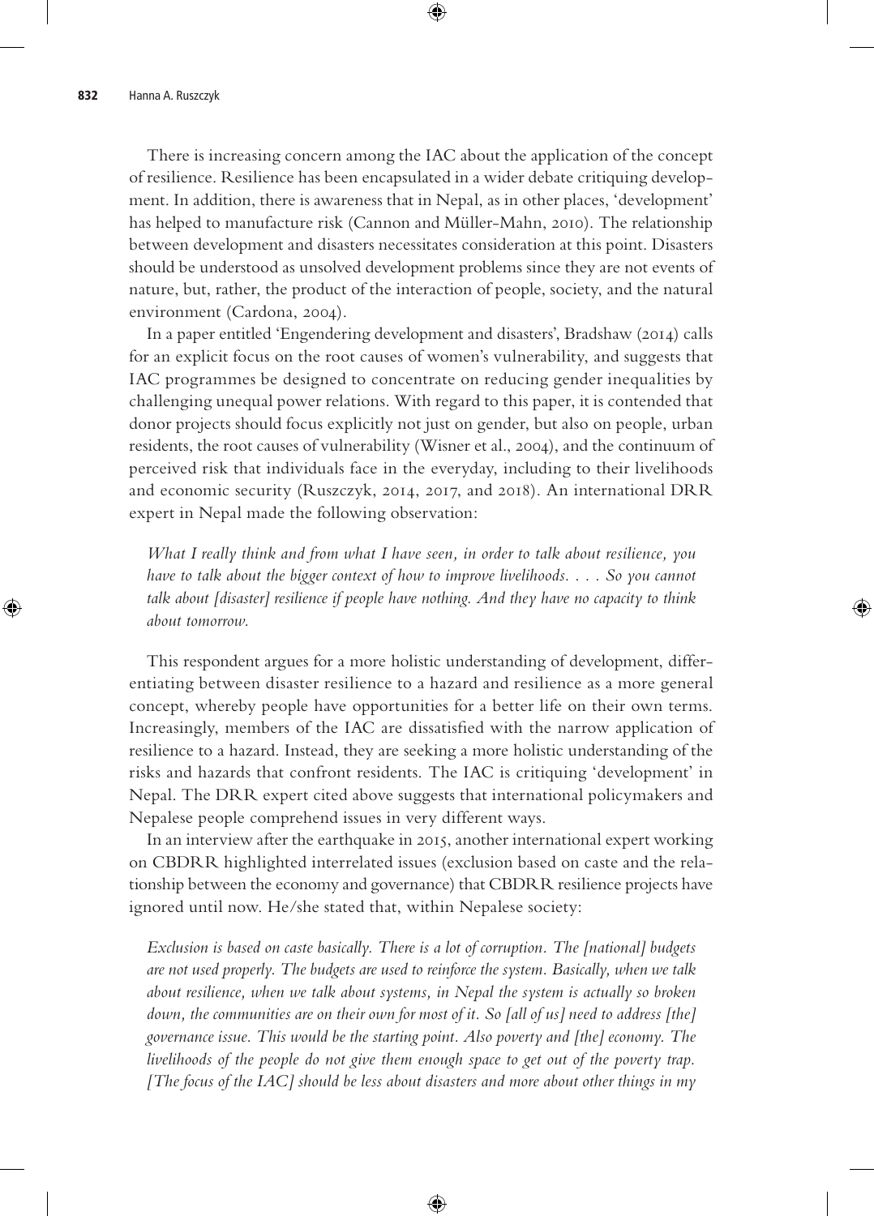There is increasing concern among the IAC about the application of the concept of resilience. Resilience has been encapsulated in a wider debate critiquing development. In addition, there is awareness that in Nepal, as in other places, 'development' has helped to manufacture risk (Cannon and Müller-Mahn, 2010). The relationship between development and disasters necessitates consideration at this point. Disasters should be understood as unsolved development problems since they are not events of nature, but, rather, the product of the interaction of people, society, and the natural environment (Cardona, 2004).

In a paper entitled 'Engendering development and disasters', Bradshaw (2014) calls for an explicit focus on the root causes of women's vulnerability, and suggests that IAC programmes be designed to concentrate on reducing gender inequalities by challenging unequal power relations. With regard to this paper, it is contended that donor projects should focus explicitly not just on gender, but also on people, urban residents, the root causes of vulnerability (Wisner et al., 2004), and the continuum of perceived risk that individuals face in the everyday, including to their livelihoods and economic security (Ruszczyk, 2014, 2017, and 2018). An international DRR expert in Nepal made the following observation:

> *What I really think and from what I have seen, in order to talk about resilience, you have to talk about the bigger context of how to improve livelihoods. . . . So you cannot talk about [disaster] resilience if people have nothing. And they have no capacity to think about tomorrow.*

This respondent argues for a more holistic understanding of development, differentiating between disaster resilience to a hazard and resilience as a more general concept, whereby people have opportunities for a better life on their own terms. Increasingly, members of the IAC are dissatisfied with the narrow application of resilience to a hazard. Instead, they are seeking a more holistic understanding of the risks and hazards that confront residents. The IAC is critiquing 'development' in Nepal. The DRR expert cited above suggests that international policymakers and Nepalese people comprehend issues in very different ways.

In an interview after the earthquake in 2015, another international expert working on CBDRR highlighted interrelated issues (exclusion based on caste and the relationship between the economy and governance) that CBDRR resilience projects have ignored until now. He/she stated that, within Nepalese society:

> *Exclusion is based on caste basically. There is a lot of corruption. The [national] budgets are not used properly. The budgets are used to reinforce the system. Basically, when we talk about resilience, when we talk about systems, in Nepal the system is actually so broken down, the communities are on their own for most of it. So [all of us] need to address [the] governance issue. This would be the starting point. Also poverty and [the] economy. The livelihoods of the people do not give them enough space to get out of the poverty trap. [The focus of the IAC] should be less about disasters and more about other things in my*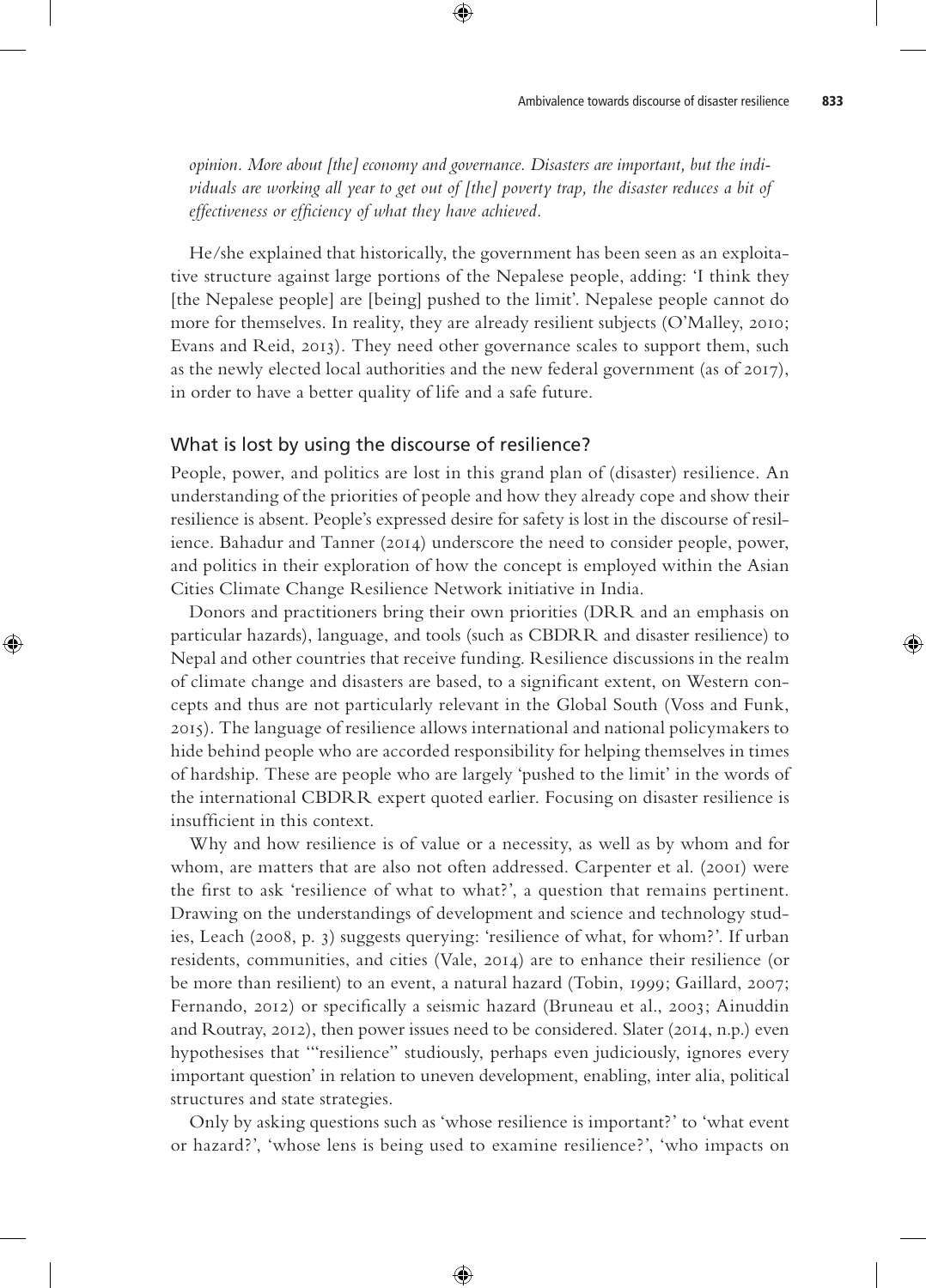*opinion. More about [the] economy and governance. Disasters are important, but the individuals are working all year to get out of [the] poverty trap, the disaster reduces a bit of effectiveness or efficiency of what they have achieved.*

He/she explained that historically, the government has been seen as an exploitative structure against large portions of the Nepalese people, adding: 'I think they [the Nepalese people] are [being] pushed to the limit'. Nepalese people cannot do more for themselves. In reality, they are already resilient subjects (O'Malley, 2010; Evans and Reid, 2013). They need other governance scales to support them, such as the newly elected local authorities and the new federal government (as of 2017), in order to have a better quality of life and a safe future.

## What is lost by using the discourse of resilience?

People, power, and politics are lost in this grand plan of (disaster) resilience. An understanding of the priorities of people and how they already cope and show their resilience is absent. People's expressed desire for safety is lost in the discourse of resilience. Bahadur and Tanner (2014) underscore the need to consider people, power, and politics in their exploration of how the concept is employed within the Asian Cities Climate Change Resilience Network initiative in India.

Donors and practitioners bring their own priorities (DRR and an emphasis on particular hazards), language, and tools (such as CBDRR and disaster resilience) to Nepal and other countries that receive funding. Resilience discussions in the realm of climate change and disasters are based, to a significant extent, on Western concepts and thus are not particularly relevant in the Global South (Voss and Funk, 2015). The language of resilience allows international and national policymakers to hide behind people who are accorded responsibility for helping themselves in times of hardship. These are people who are largely 'pushed to the limit' in the words of the international CBDRR expert quoted earlier. Focusing on disaster resilience is insufficient in this context.

Why and how resilience is of value or a necessity, as well as by whom and for whom, are matters that are also not often addressed. Carpenter et al. (2001) were the first to ask 'resilience of what to what?', a question that remains pertinent. Drawing on the understandings of development and science and technology studies, Leach (2008, p. 3) suggests querying: 'resilience of what, for whom?'. If urban residents, communities, and cities (Vale, 2014) are to enhance their resilience (or be more than resilient) to an event, a natural hazard (Tobin, 1999; Gaillard, 2007; Fernando, 2012) or specifically a seismic hazard (Bruneau et al., 2003; Ainuddin and Routray, 2012), then power issues need to be considered. Slater (2014, n.p.) even hypothesises that '"resilience" studiously, perhaps even judiciously, ignores every important question' in relation to uneven development, enabling, inter alia, political structures and state strategies.

Only by asking questions such as 'whose resilience is important?' to 'what event or hazard?', 'whose lens is being used to examine resilience?', 'who impacts on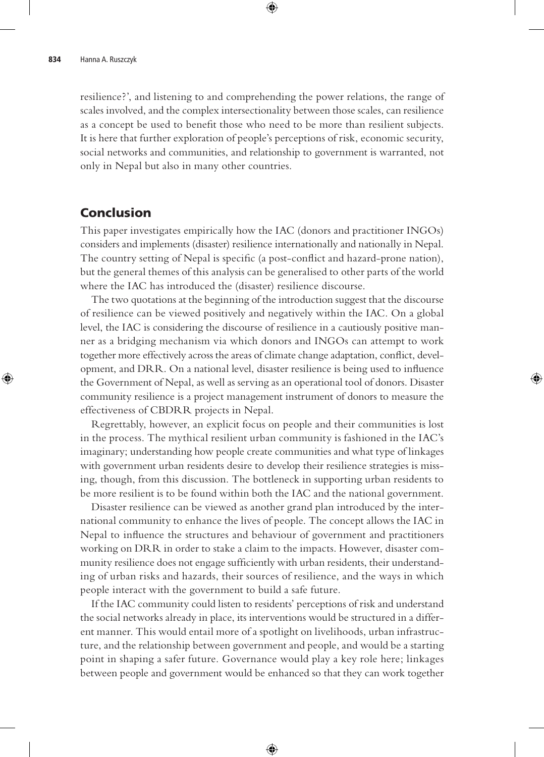resilience?', and listening to and comprehending the power relations, the range of scales involved, and the complex intersectionality between those scales, can resilience as a concept be used to benefit those who need to be more than resilient subjects. It is here that further exploration of people's perceptions of risk, economic security, social networks and communities, and relationship to government is warranted, not only in Nepal but also in many other countries.

## Conclusion

This paper investigates empirically how the IAC (donors and practitioner INGOs) considers and implements (disaster) resilience internationally and nationally in Nepal. The country setting of Nepal is specific (a post-conflict and hazard-prone nation), but the general themes of this analysis can be generalised to other parts of the world where the IAC has introduced the (disaster) resilience discourse.

The two quotations at the beginning of the introduction suggest that the discourse of resilience can be viewed positively and negatively within the IAC. On a global level, the IAC is considering the discourse of resilience in a cautiously positive manner as a bridging mechanism via which donors and INGOs can attempt to work together more effectively across the areas of climate change adaptation, conflict, development, and DRR. On a national level, disaster resilience is being used to influence the Government of Nepal, as well as serving as an operational tool of donors. Disaster community resilience is a project management instrument of donors to measure the effectiveness of CBDRR projects in Nepal.

Regrettably, however, an explicit focus on people and their communities is lost in the process. The mythical resilient urban community is fashioned in the IAC's imaginary; understanding how people create communities and what type of linkages with government urban residents desire to develop their resilience strategies is missing, though, from this discussion. The bottleneck in supporting urban residents to be more resilient is to be found within both the IAC and the national government.

Disaster resilience can be viewed as another grand plan introduced by the international community to enhance the lives of people. The concept allows the IAC in Nepal to influence the structures and behaviour of government and practitioners working on DRR in order to stake a claim to the impacts. However, disaster community resilience does not engage sufficiently with urban residents, their understanding of urban risks and hazards, their sources of resilience, and the ways in which people interact with the government to build a safe future.

If the IAC community could listen to residents' perceptions of risk and understand the social networks already in place, its interventions would be structured in a different manner. This would entail more of a spotlight on livelihoods, urban infrastructure, and the relationship between government and people, and would be a starting point in shaping a safer future. Governance would play a key role here; linkages between people and government would be enhanced so that they can work together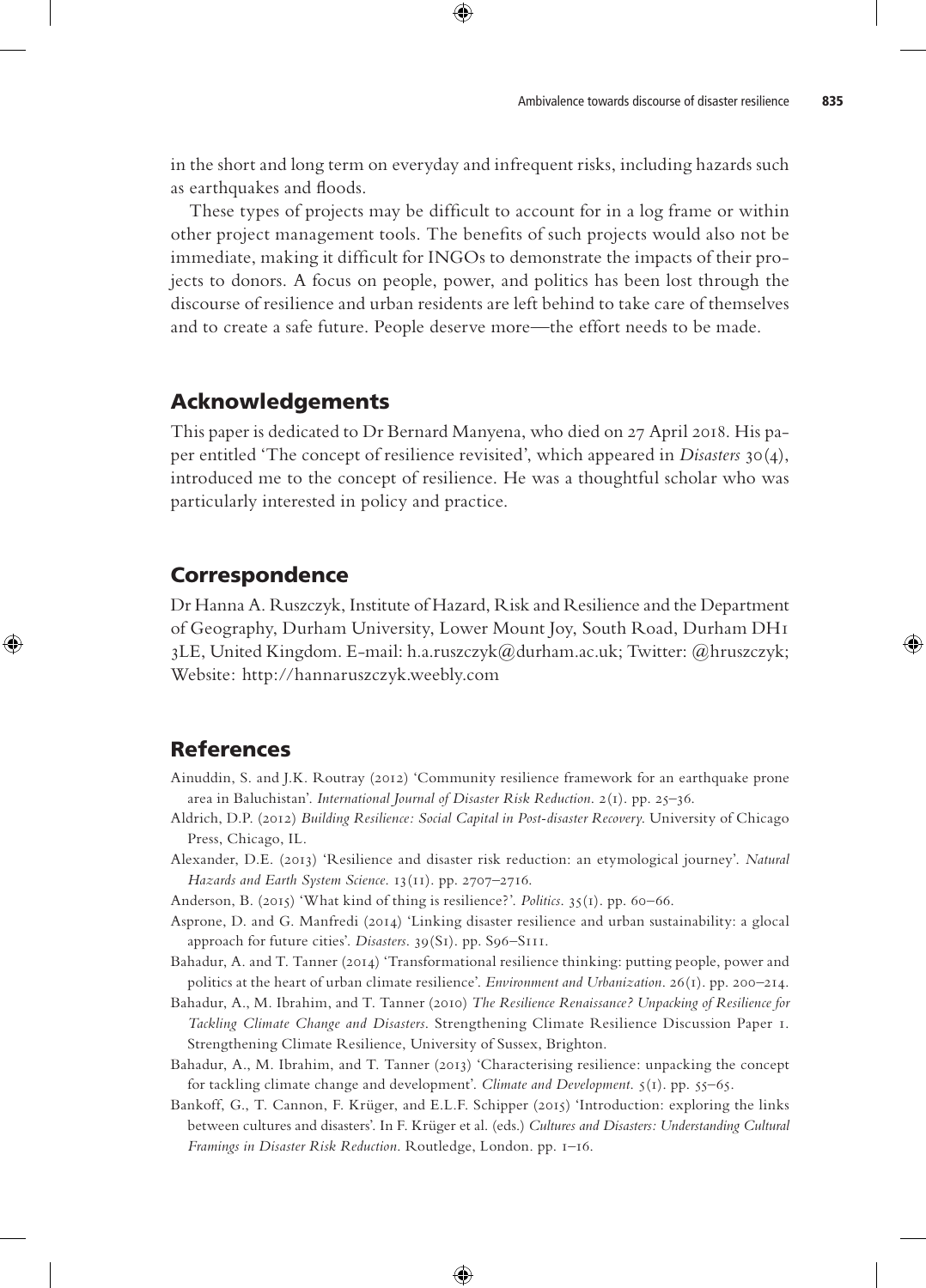in the short and long term on everyday and infrequent risks, including hazards such as earthquakes and floods.

These types of projects may be difficult to account for in a log frame or within other project management tools. The benefits of such projects would also not be immediate, making it difficult for INGOs to demonstrate the impacts of their projects to donors. A focus on people, power, and politics has been lost through the discourse of resilience and urban residents are left behind to take care of themselves and to create a safe future. People deserve more—the effort needs to be made.

## Acknowledgements

This paper is dedicated to Dr Bernard Manyena, who died on 27 April 2018. His paper entitled 'The concept of resilience revisited', which appeared in *Disasters* 30(4), introduced me to the concept of resilience. He was a thoughtful scholar who was particularly interested in policy and practice.

## Correspondence

Dr Hanna A. Ruszczyk, Institute of Hazard, Risk and Resilience and the Department of Geography, Durham University, Lower Mount Joy, South Road, Durham DH1 3LE, United Kingdom. E-mail: h.a.ruszczyk@durham.ac.uk; Twitter: @hruszczyk; Website: http://hannaruszczyk.weebly.com

## References

Ainuddin, S. and J.K. Routray (2012) 'Community resilience framework for an earthquake prone area in Baluchistan'. *International Journal of Disaster Risk Reduction*. 2(1). pp. 25–36.

Aldrich, D.P. (2012) *Building Resilience: Social Capital in Post-disaster Recovery*. University of Chicago Press, Chicago, IL.

Alexander, D.E. (2013) 'Resilience and disaster risk reduction: an etymological journey'. *Natural Hazards and Earth System Science*. 13(11). pp. 2707–2716.

Anderson, B. (2015) 'What kind of thing is resilience?'. *Politics*. 35(1). pp. 60–66.

Asprone, D. and G. Manfredi (2014) 'Linking disaster resilience and urban sustainability: a glocal approach for future cities'. *Disasters*. 39(S1). pp. S96–S111.

Bahadur, A. and T. Tanner (2014) 'Transformational resilience thinking: putting people, power and politics at the heart of urban climate resilience'. *Environment and Urbanization*. 26(1). pp. 200–214.

Bahadur, A., M. Ibrahim, and T. Tanner (2010) *The Resilience Renaissance? Unpacking of Resilience for Tackling Climate Change and Disasters*. Strengthening Climate Resilience Discussion Paper 1. Strengthening Climate Resilience, University of Sussex, Brighton.

Bahadur, A., M. Ibrahim, and T. Tanner (2013) 'Characterising resilience: unpacking the concept for tackling climate change and development'. *Climate and Development*. 5(1). pp. 55–65.

Bankoff, G., T. Cannon, F. Krüger, and E.L.F. Schipper (2015) 'Introduction: exploring the links between cultures and disasters'. In F. Krüger et al. (eds.) *Cultures and Disasters: Understanding Cultural Framings in Disaster Risk Reduction*. Routledge, London. pp. 1–16.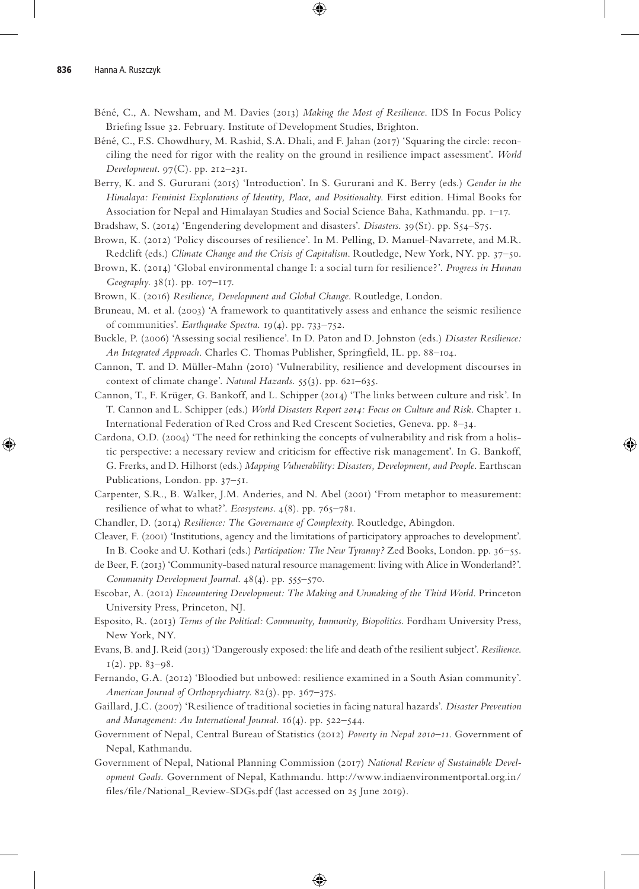Béné, C., A. Newsham, and M. Davies (2013) *Making the Most of Resilience*. IDS In Focus Policy Briefing Issue 32. February. Institute of Development Studies, Brighton.

Béné, C., F.S. Chowdhury, M. Rashid, S.A. Dhali, and F. Jahan (2017) 'Squaring the circle: reconciling the need for rigor with the reality on the ground in resilience impact assessment'. *World Development*. 97(C). pp. 212–231.

Berry, K. and S. Gururani (2015) 'Introduction'. In S. Gururani and K. Berry (eds.) *Gender in the Himalaya: Feminist Explorations of Identity, Place, and Positionality*. First edition. Himal Books for Association for Nepal and Himalayan Studies and Social Science Baha, Kathmandu. pp. 1–17.

Bradshaw, S. (2014) 'Engendering development and disasters'. *Disasters*. 39(S1). pp. S54–S75.

Brown, K. (2012) 'Policy discourses of resilience'. In M. Pelling, D. Manuel-Navarrete, and M.R. Redclift (eds.) *Climate Change and the Crisis of Capitalism*. Routledge, New York, NY. pp. 37–50.

Brown, K. (2014) 'Global environmental change I: a social turn for resilience?'. *Progress in Human Geography*. 38(1). pp. 107–117.

Brown, K. (2016) *Resilience, Development and Global Change*. Routledge, London.

Bruneau, M. et al. (2003) 'A framework to quantitatively assess and enhance the seismic resilience of communities'. *Earthquake Spectra*. 19(4). pp. 733–752.

Buckle, P. (2006) 'Assessing social resilience'. In D. Paton and D. Johnston (eds.) *Disaster Resilience: An Integrated Approach*. Charles C. Thomas Publisher, Springfield, IL. pp. 88–104.

Cannon, T. and D. Müller-Mahn (2010) 'Vulnerability, resilience and development discourses in context of climate change'. *Natural Hazards*. 55(3). pp. 621–635.

Cannon, T., F. Krüger, G. Bankoff, and L. Schipper (2014) 'The links between culture and risk'. In T. Cannon and L. Schipper (eds.) *World Disasters Report 2014: Focus on Culture and Risk*. Chapter 1. International Federation of Red Cross and Red Crescent Societies, Geneva. pp. 8–34.

Cardona, O.D. (2004) 'The need for rethinking the concepts of vulnerability and risk from a holistic perspective: a necessary review and criticism for effective risk management'. In G. Bankoff, G. Frerks, and D. Hilhorst (eds.) *Mapping Vulnerability: Disasters, Development, and People*. Earthscan Publications, London. pp. 37–51.

Carpenter, S.R., B. Walker, J.M. Anderies, and N. Abel (2001) 'From metaphor to measurement: resilience of what to what?'. *Ecosystems*. 4(8). pp. 765–781.

Chandler, D. (2014) *Resilience: The Governance of Complexity*. Routledge, Abingdon.

Cleaver, F. (2001) 'Institutions, agency and the limitations of participatory approaches to development'. In B. Cooke and U. Kothari (eds.) *Participation: The New Tyranny?* Zed Books, London. pp. 36–55.

de Beer, F. (2013) 'Community-based natural resource management: living with Alice in Wonderland?'. *Community Development Journal*. 48(4). pp. 555–570.

Escobar, A. (2012) *Encountering Development: The Making and Unmaking of the Third World*. Princeton University Press, Princeton, NJ.

Esposito, R. (2013) *Terms of the Political: Community, Immunity, Biopolitics*. Fordham University Press, New York, NY.

Evans, B. and J. Reid (2013) 'Dangerously exposed: the life and death of the resilient subject'. *Resilience*. 1(2). pp. 83–98.

Fernando, G.A. (2012) 'Bloodied but unbowed: resilience examined in a South Asian community'. *American Journal of Orthopsychiatry*. 82(3). pp. 367–375.

Gaillard, J.C. (2007) 'Resilience of traditional societies in facing natural hazards'. *Disaster Prevention and Management: An International Journal*. 16(4). pp. 522–544.

Government of Nepal, Central Bureau of Statistics (2012) *Poverty in Nepal 2010–11*. Government of Nepal, Kathmandu.

Government of Nepal, National Planning Commission (2017) *National Review of Sustainable Development Goals*. Government of Nepal, Kathmandu. http://www.indiaenvironmentportal.org.in/files/file/National_Review-SDGs.pdf (last accessed on 25 June 2019).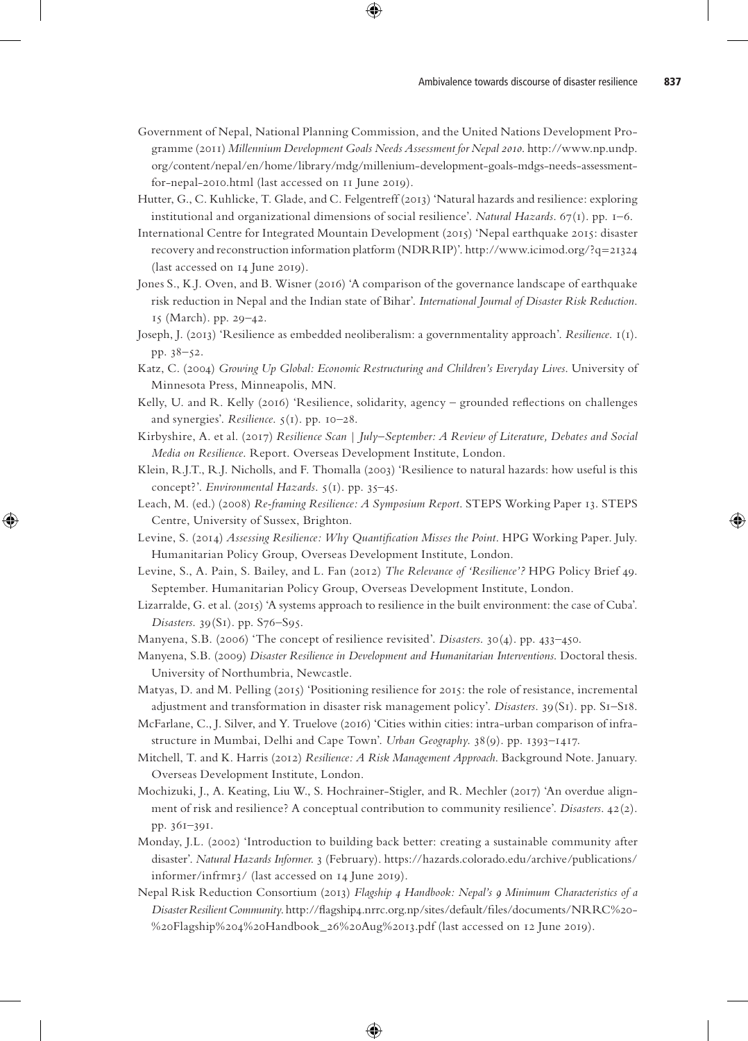Government of Nepal, National Planning Commission, and the United Nations Development Programme (2011) *Millennium Development Goals Needs Assessment for Nepal 2010*. http://www.np.undp.org/content/nepal/en/home/library/mdg/millenium-development-goals-mdgs-needs-assessment-for-nepal-2010.html (last accessed on 11 June 2019).

Hutter, G., C. Kuhlicke, T. Glade, and C. Felgentreff (2013) 'Natural hazards and resilience: exploring institutional and organizational dimensions of social resilience'. *Natural Hazards*. 67(1). pp. 1–6.

International Centre for Integrated Mountain Development (2015) 'Nepal earthquake 2015: disaster recovery and reconstruction information platform (NDRRIP)'. http://www.icimod.org/?q=21324 (last accessed on 14 June 2019).

Jones S., K.J. Oven, and B. Wisner (2016) 'A comparison of the governance landscape of earthquake risk reduction in Nepal and the Indian state of Bihar'. *International Journal of Disaster Risk Reduction*. 15 (March). pp. 29–42.

Joseph, J. (2013) 'Resilience as embedded neoliberalism: a governmentality approach'. *Resilience*. 1(1). pp. 38–52.

Katz, C. (2004) *Growing Up Global: Economic Restructuring and Children's Everyday Lives*. University of Minnesota Press, Minneapolis, MN.

Kelly, U. and R. Kelly (2016) 'Resilience, solidarity, agency – grounded reflections on challenges and synergies'. *Resilience*. 5(1). pp. 10–28.

Kirbyshire, A. et al. (2017) *Resilience Scan | July–September: A Review of Literature, Debates and Social Media on Resilience*. Report. Overseas Development Institute, London.

Klein, R.J.T., R.J. Nicholls, and F. Thomalla (2003) 'Resilience to natural hazards: how useful is this concept?'. *Environmental Hazards*. 5(1). pp. 35–45.

Leach, M. (ed.) (2008) *Re-framing Resilience: A Symposium Report*. STEPS Working Paper 13. STEPS Centre, University of Sussex, Brighton.

Levine, S. (2014) *Assessing Resilience: Why Quantification Misses the Point*. HPG Working Paper. July. Humanitarian Policy Group, Overseas Development Institute, London.

Levine, S., A. Pain, S. Bailey, and L. Fan (2012) *The Relevance of 'Resilience'?* HPG Policy Brief 49. September. Humanitarian Policy Group, Overseas Development Institute, London.

Lizarralde, G. et al. (2015) 'A systems approach to resilience in the built environment: the case of Cuba'. *Disasters*. 39(S1). pp. S76–S95.

Manyena, S.B. (2006) 'The concept of resilience revisited'. *Disasters*. 30(4). pp. 433–450.

Manyena, S.B. (2009) *Disaster Resilience in Development and Humanitarian Interventions*. Doctoral thesis. University of Northumbria, Newcastle.

Matyas, D. and M. Pelling (2015) 'Positioning resilience for 2015: the role of resistance, incremental adjustment and transformation in disaster risk management policy'. *Disasters*. 39(S1). pp. S1–S18.

McFarlane, C., J. Silver, and Y. Truelove (2016) 'Cities within cities: intra-urban comparison of infrastructure in Mumbai, Delhi and Cape Town'. *Urban Geography*. 38(9). pp. 1393–1417.

Mitchell, T. and K. Harris (2012) *Resilience: A Risk Management Approach*. Background Note. January. Overseas Development Institute, London.

Mochizuki, J., A. Keating, Liu W., S. Hochrainer-Stigler, and R. Mechler (2017) 'An overdue alignment of risk and resilience? A conceptual contribution to community resilience'. *Disasters*. 42(2). pp. 361–391.

Monday, J.L. (2002) 'Introduction to building back better: creating a sustainable community after disaster'. *Natural Hazards Informer*. 3 (February). https://hazards.colorado.edu/archive/publications/informer/infrmr3/ (last accessed on 14 June 2019).

Nepal Risk Reduction Consortium (2013) *Flagship 4 Handbook: Nepal's 9 Minimum Characteristics of a Disaster Resilient Community*. http://flagship4.nrrc.org.np/sites/default/files/documents/NRRC%20-%20Flagship%204%20Handbook_26%20Aug%2013.pdf (last accessed on 12 June 2019).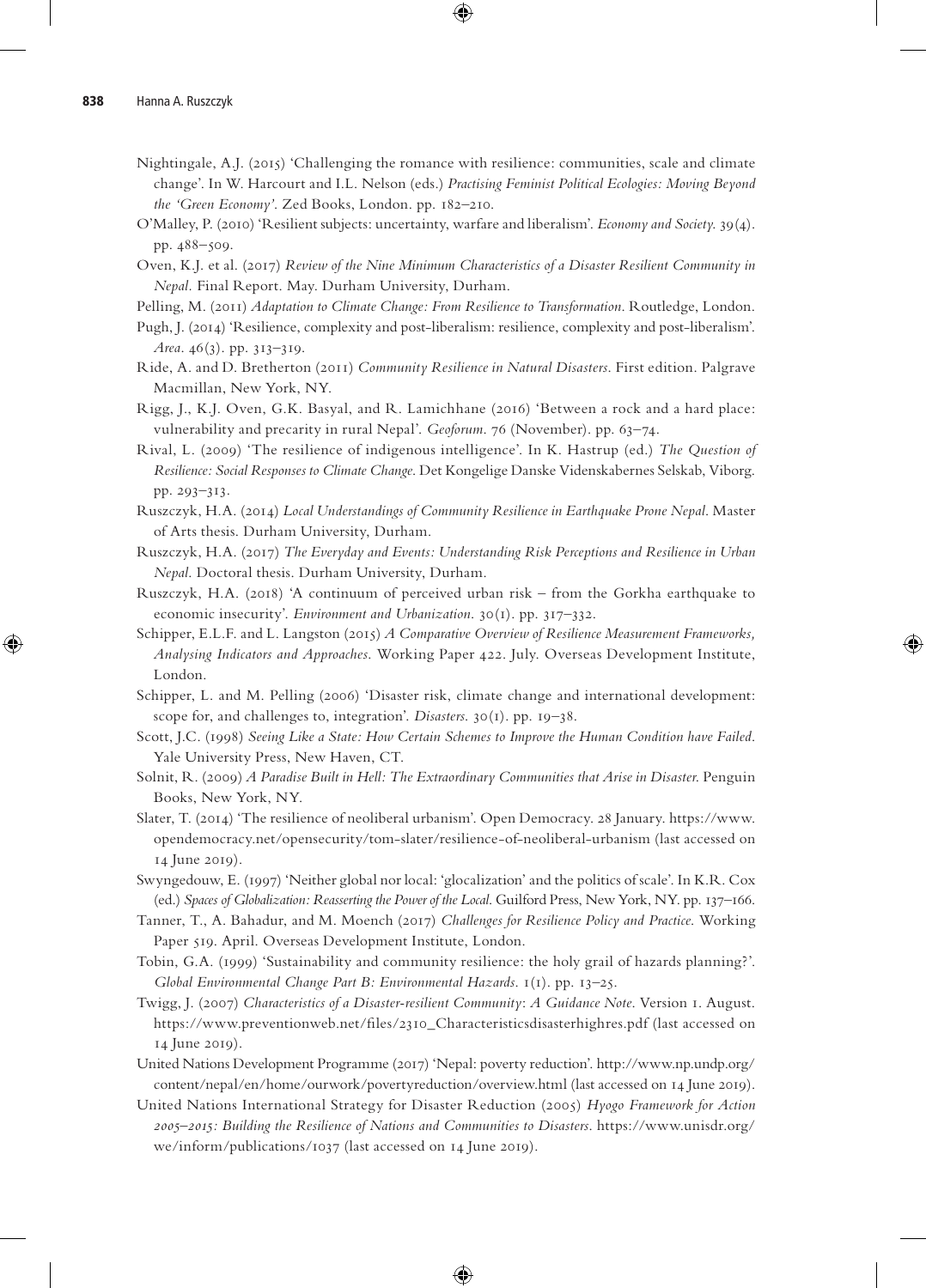Nightingale, A.J. (2015) 'Challenging the romance with resilience: communities, scale and climate change'. In W. Harcourt and I.L. Nelson (eds.) *Practising Feminist Political Ecologies: Moving Beyond the 'Green Economy'*. Zed Books, London. pp. 182–210.

O'Malley, P. (2010) 'Resilient subjects: uncertainty, warfare and liberalism'. *Economy and Society*. 39(4). pp. 488–509.

Oven, K.J. et al. (2017) *Review of the Nine Minimum Characteristics of a Disaster Resilient Community in Nepal*. Final Report. May. Durham University, Durham.

Pelling, M. (2011) *Adaptation to Climate Change: From Resilience to Transformation*. Routledge, London.

Pugh, J. (2014) 'Resilience, complexity and post-liberalism: resilience, complexity and post-liberalism'. *Area*. 46(3). pp. 313–319.

Ride, A. and D. Bretherton (2011) *Community Resilience in Natural Disasters*. First edition. Palgrave Macmillan, New York, NY.

Rigg, J., K.J. Oven, G.K. Basyal, and R. Lamichhane (2016) 'Between a rock and a hard place: vulnerability and precarity in rural Nepal'. *Geoforum*. 76 (November). pp. 63–74.

Rival, L. (2009) 'The resilience of indigenous intelligence'. In K. Hastrup (ed.) *The Question of Resilience: Social Responses to Climate Change*. Det Kongelige Danske Videnskabernes Selskab, Viborg. pp. 293–313.

Ruszczyk, H.A. (2014) *Local Understandings of Community Resilience in Earthquake Prone Nepal*. Master of Arts thesis. Durham University, Durham.

Ruszczyk, H.A. (2017) *The Everyday and Events: Understanding Risk Perceptions and Resilience in Urban Nepal*. Doctoral thesis. Durham University, Durham.

Ruszczyk, H.A. (2018) 'A continuum of perceived urban risk – from the Gorkha earthquake to economic insecurity'. *Environment and Urbanization*. 30(1). pp. 317–332.

Schipper, E.L.F. and L. Langston (2015) *A Comparative Overview of Resilience Measurement Frameworks, Analysing Indicators and Approaches*. Working Paper 422. July. Overseas Development Institute, London.

Schipper, L. and M. Pelling (2006) 'Disaster risk, climate change and international development: scope for, and challenges to, integration'. *Disasters*. 30(1). pp. 19–38.

Scott, J.C. (1998) *Seeing Like a State: How Certain Schemes to Improve the Human Condition have Failed*. Yale University Press, New Haven, CT.

Solnit, R. (2009) *A Paradise Built in Hell: The Extraordinary Communities that Arise in Disaster*. Penguin Books, New York, NY.

Slater, T. (2014) 'The resilience of neoliberal urbanism'. Open Democracy. 28 January. https://www.opendemocracy.net/opensecurity/tom-slater/resilience-of-neoliberal-urbanism (last accessed on 14 June 2019).

Swyngedouw, E. (1997) 'Neither global nor local: 'glocalization' and the politics of scale'. In K.R. Cox (ed.) *Spaces of Globalization: Reasserting the Power of the Local*. Guilford Press, New York, NY. pp. 137–166.

Tanner, T., A. Bahadur, and M. Moench (2017) *Challenges for Resilience Policy and Practice*. Working Paper 519. April. Overseas Development Institute, London.

Tobin, G.A. (1999) 'Sustainability and community resilience: the holy grail of hazards planning?'. *Global Environmental Change Part B: Environmental Hazards*. 1(1). pp. 13–25.

Twigg, J. (2007) *Characteristics of a Disaster-resilient Community: A Guidance Note*. Version 1. August. https://www.preventionweb.net/files/2310_Characteristicsdisasterhighres.pdf (last accessed on 14 June 2019).

United Nations Development Programme (2017) 'Nepal: poverty reduction'. http://www.np.undp.org/content/nepal/en/home/ourwork/povertyreduction/overview.html (last accessed on 14 June 2019).

United Nations International Strategy for Disaster Reduction (2005) *Hyogo Framework for Action 2005–2015: Building the Resilience of Nations and Communities to Disasters*. https://www.unisdr.org/we/inform/publications/1037 (last accessed on 14 June 2019).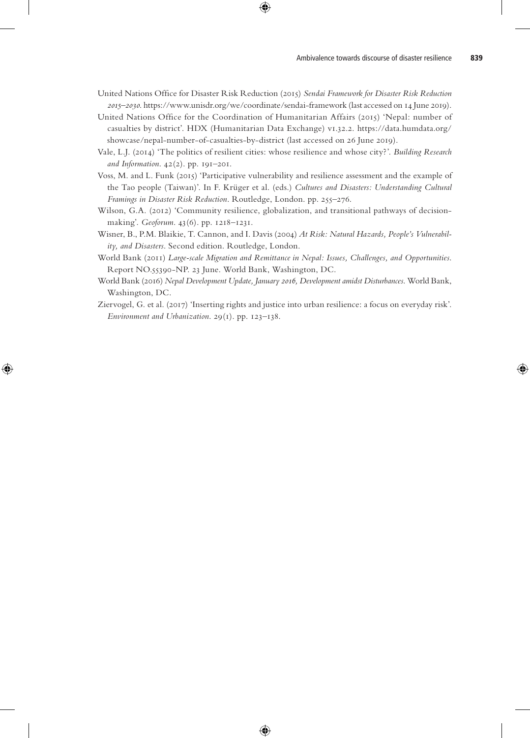United Nations Office for Disaster Risk Reduction (2015) *Sendai Framework for Disaster Risk Reduction 2015–2030*. https://www.unisdr.org/we/coordinate/sendai-framework (last accessed on 14 June 2019).

United Nations Office for the Coordination of Humanitarian Affairs (2015) 'Nepal: number of casualties by district'. HDX (Humanitarian Data Exchange) v1.32.2. https://data.humdata.org/showcase/nepal-number-of-casualties-by-district (last accessed on 26 June 2019).

Vale, L.J. (2014) 'The politics of resilient cities: whose resilience and whose city?'. *Building Research and Information*. 42(2). pp. 191–201.

Voss, M. and L. Funk (2015) 'Participative vulnerability and resilience assessment and the example of the Tao people (Taiwan)'. In F. Krüger et al. (eds.) *Cultures and Disasters: Understanding Cultural Framings in Disaster Risk Reduction*. Routledge, London. pp. 255–276.

Wilson, G.A. (2012) 'Community resilience, globalization, and transitional pathways of decision-making'. *Geoforum*. 43(6). pp. 1218–1231.

Wisner, B., P.M. Blaikie, T. Cannon, and I. Davis (2004) *At Risk: Natural Hazards, People's Vulnerability, and Disasters*. Second edition. Routledge, London.

World Bank (2011) *Large-scale Migration and Remittance in Nepal: Issues, Challenges, and Opportunities*. Report NO.55390-NP. 23 June. World Bank, Washington, DC.

World Bank (2016) *Nepal Development Update, January 2016, Development amidst Disturbances*. World Bank, Washington, DC.

Ziervogel, G. et al. (2017) 'Inserting rights and justice into urban resilience: a focus on everyday risk'. *Environment and Urbanization*. 29(1). pp. 123–138.